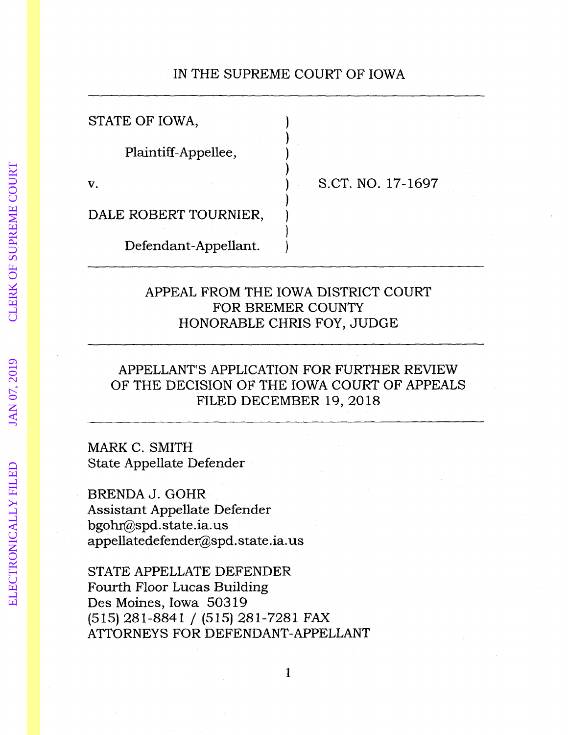IN THE SUPREME COURT OF IOWA

| | | |
|---|---|---|
| STATE OF IOWA, | ) | |
| Plaintiff-Appellee, | ) | |
| v. | ) | S.CT. NO. 17-1697 |
| DALE ROBERT TOURNIER, | ) | |
| Defendant-Appellant. | ) | |

APPEAL FROM THE IOWA DISTRICT COURT
FOR BREMER COUNTY
HONORABLE CHRIS FOY, JUDGE

APPELLANT'S APPLICATION FOR FURTHER REVIEW
OF THE DECISION OF THE IOWA COURT OF APPEALS
FILED DECEMBER 19, 2018

MARK C. SMITH
State Appellate Defender

BRENDA J. GOHR
Assistant Appellate Defender
bgohr@spd.state.ia.us
appellatedefender@spd.state.ia.us

STATE APPELLATE DEFENDER
Fourth Floor Lucas Building
Des Moines, Iowa 50319
(515) 281-8841 / (515) 281-7281 FAX
ATTORNEYS FOR DEFENDANT-APPELLANT

ELECTRONICALLY FILED JAN 07, 2019 CLERK OF SUPREME COURT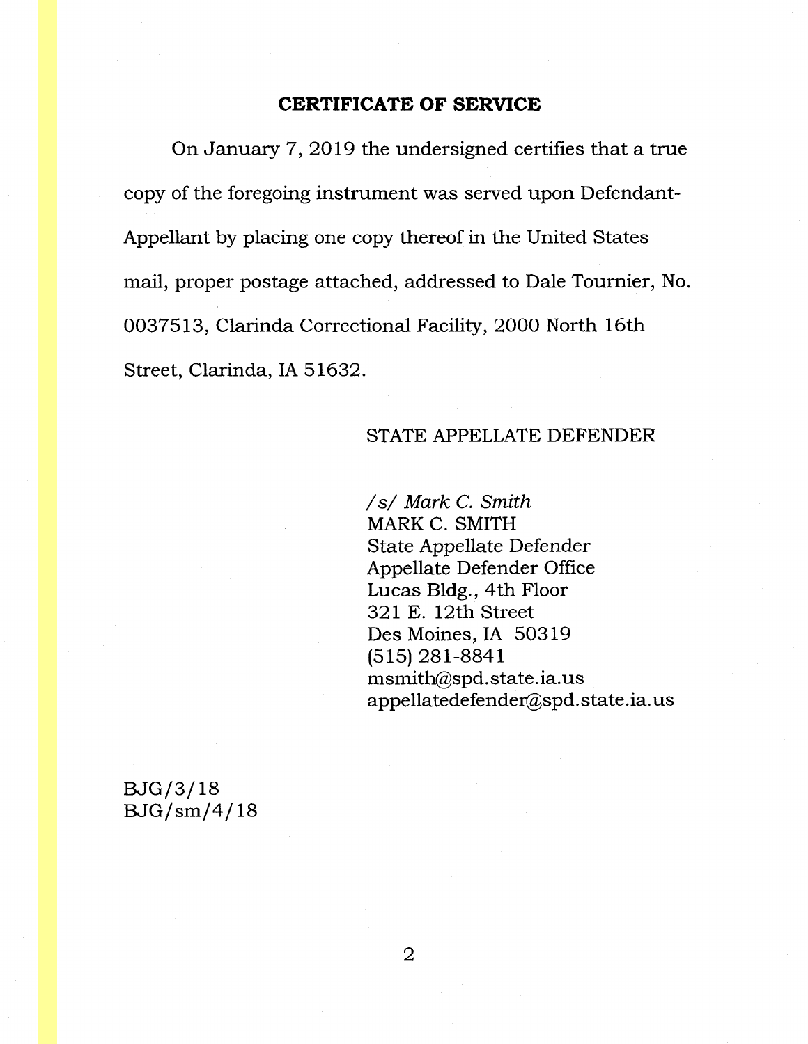## CERTIFICATE OF SERVICE

On January 7, 2019 the undersigned certifies that a true copy of the foregoing instrument was served upon Defendant-Appellant by placing one copy thereof in the United States mail, proper postage attached, addressed to Dale Tournier, No. 0037513, Clarinda Correctional Facility, 2000 North 16th Street, Clarinda, IA 51632.

STATE APPELLATE DEFENDER

*/s/ Mark C. Smith*
MARK C. SMITH
State Appellate Defender
Appellate Defender Office
Lucas Bldg., 4th Floor
321 E. 12th Street
Des Moines, IA 50319
(515) 281-8841
msmith@spd.state.ia.us
appellatedefender@spd.state.ia.us

BJG/3/18
BJG/sm/4/18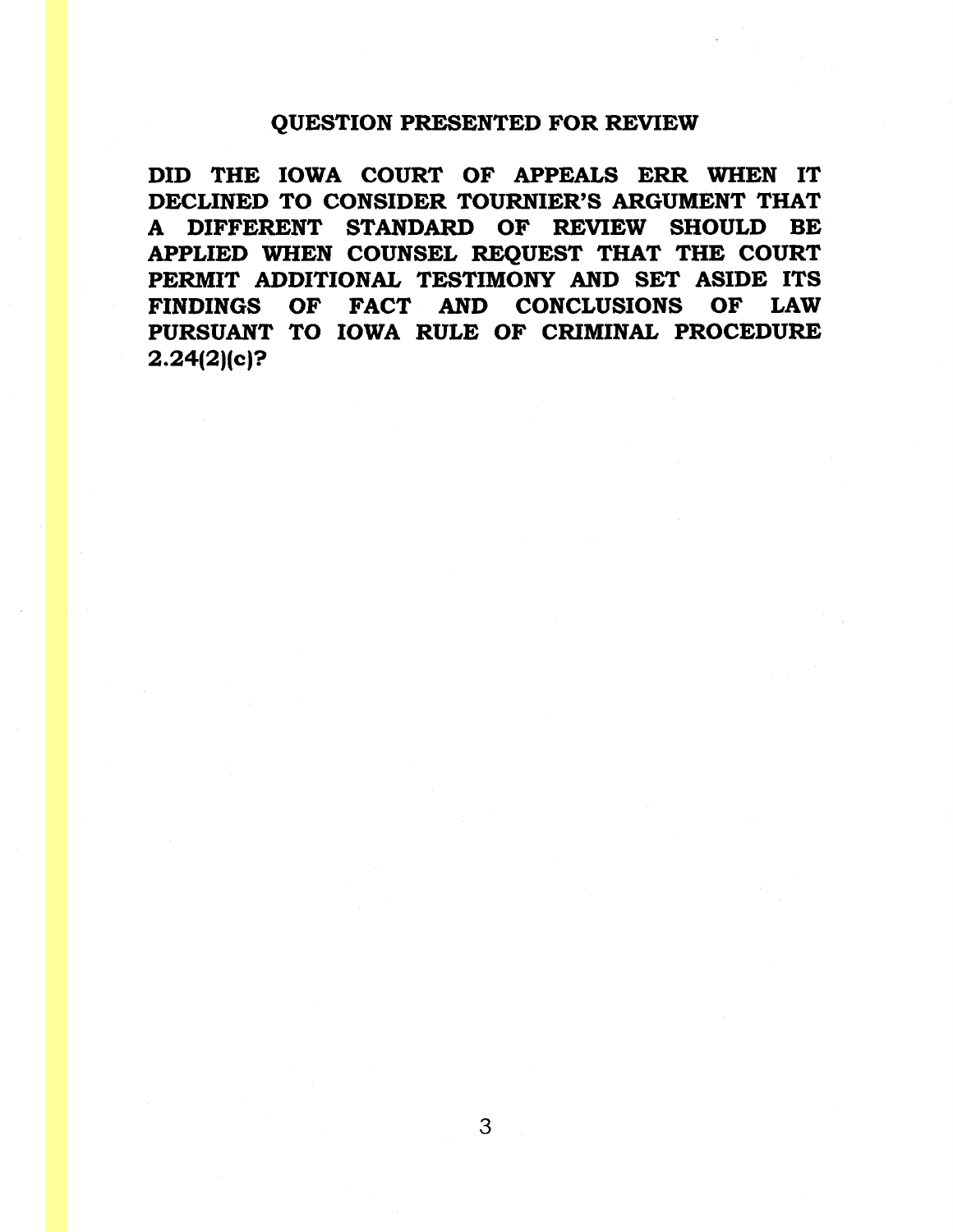## QUESTION PRESENTED FOR REVIEW

**DID THE IOWA COURT OF APPEALS ERR WHEN IT DECLINED TO CONSIDER TOURNIER'S ARGUMENT THAT A DIFFERENT STANDARD OF REVIEW SHOULD BE APPLIED WHEN COUNSEL REQUEST THAT THE COURT PERMIT ADDITIONAL TESTIMONY AND SET ASIDE ITS FINDINGS OF FACT AND CONCLUSIONS OF LAW PURSUANT TO IOWA RULE OF CRIMINAL PROCEDURE 2.24(2)(c)?**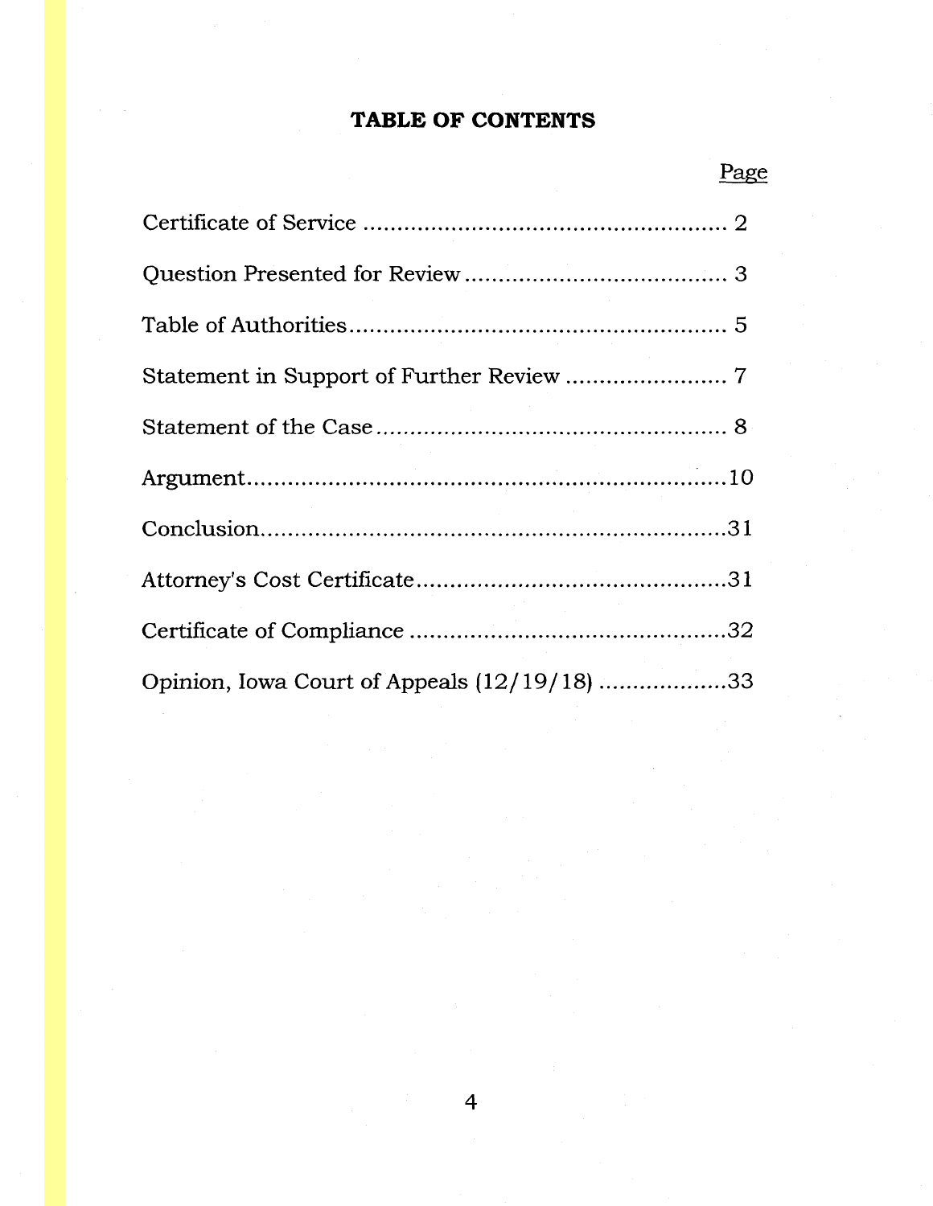# TABLE OF CONTENTS

| | Page |
|---|---|
| Certificate of Service | 2 |
| Question Presented for Review | 3 |
| Table of Authorities | 5 |
| Statement in Support of Further Review | 7 |
| Statement of the Case | 8 |
| Argument | 10 |
| Conclusion | 31 |
| Attorney's Cost Certificate | 31 |
| Certificate of Compliance | 32 |
| Opinion, Iowa Court of Appeals (12/19/18) | 33 |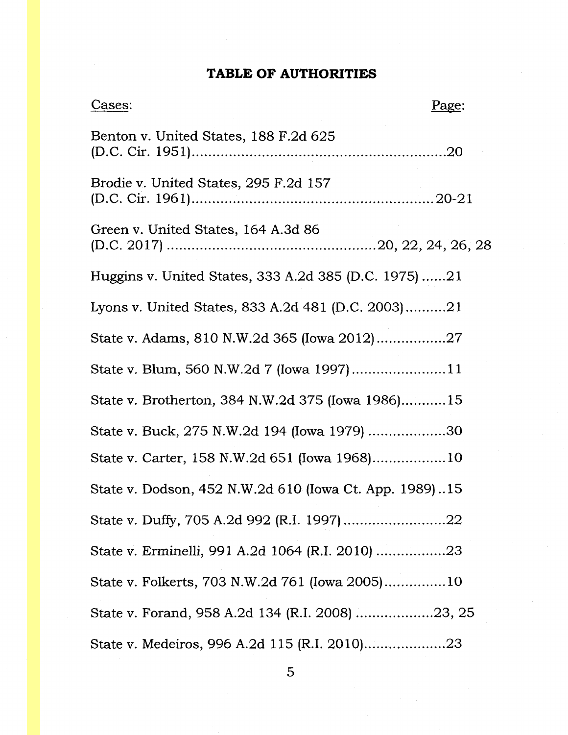**TABLE OF AUTHORITIES**

Cases: Page:

Benton v. United States, 188 F.2d 625 (D.C. Cir. 1951)............................................................20

Brodie v. United States, 295 F.2d 157 (D.C. Cir. 1961)..........................................................20-21

Green v. United States, 164 A.3d 86 (D.C. 2017) ..................................................20, 22, 24, 26, 28

Huggins v. United States, 333 A.2d 385 (D.C. 1975) ......21

Lyons v. United States, 833 A.2d 481 (D.C. 2003)..........21

State v. Adams, 810 N.W.2d 365 (Iowa 2012).................27

State v. Blum, 560 N.W.2d 7 (Iowa 1997).......................11

State v. Brotherton, 384 N.W.2d 375 (Iowa 1986)...........15

State v. Buck, 275 N.W.2d 194 (Iowa 1979) ...................30

State v. Carter, 158 N.W.2d 651 (Iowa 1968)..................10

State v. Dodson, 452 N.W.2d 610 (Iowa Ct. App. 1989)..15

State v. Duffy, 705 A.2d 992 (R.I. 1997).........................22

State v. Erminelli, 991 A.2d 1064 (R.I. 2010) .................23

State v. Folkerts, 703 N.W.2d 761 (Iowa 2005)...............10

State v. Forand, 958 A.2d 134 (R.I. 2008) ...................23, 25

State v. Medeiros, 996 A.2d 115 (R.I. 2010)....................23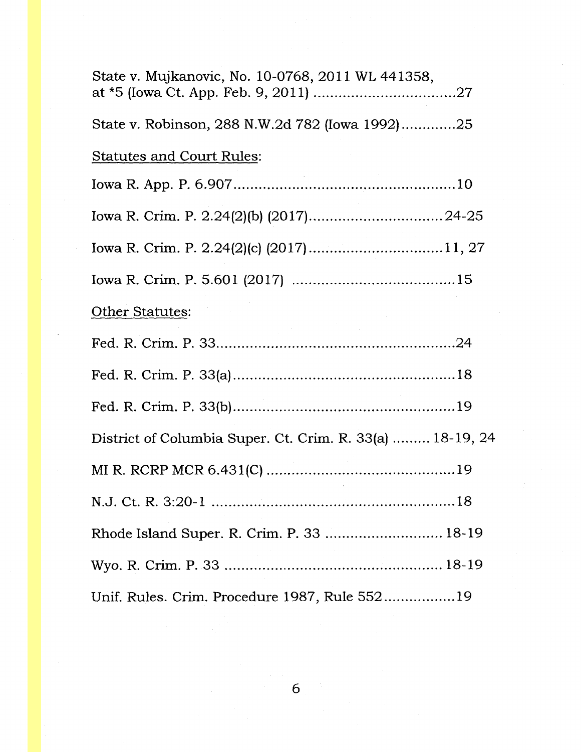State v. Mujkanovic, No. 10-0768, 2011 WL 441358, at *5 (Iowa Ct. App. Feb. 9, 2011) ..................................27

State v. Robinson, 288 N.W.2d 782 (Iowa 1992).............25

<u>Statutes and Court Rules</u>:

Iowa R. App. P. 6.907......................................................10

Iowa R. Crim. P. 2.24(2)(b) (2017)................................24-25

Iowa R. Crim. P. 2.24(2)(c) (2017)................................11, 27

Iowa R. Crim. P. 5.601 (2017) ........................................15

<u>Other Statutes</u>:

Fed. R. Crim. P. 33...........................................................24

Fed. R. Crim. P. 33(a)......................................................18

Fed. R. Crim. P. 33(b)......................................................19

District of Columbia Super. Ct. Crim. R. 33(a) ......... 18-19, 24

MI R. RCRP MCR 6.431(C) ..............................................19

N.J. Ct. R. 3:20-1 ............................................................18

Rhode Island Super. R. Crim. P. 33 ............................ 18-19

Wyo. R. Crim. P. 33 ..................................................... 18-19

Unif. Rules. Crim. Procedure 1987, Rule 552.................19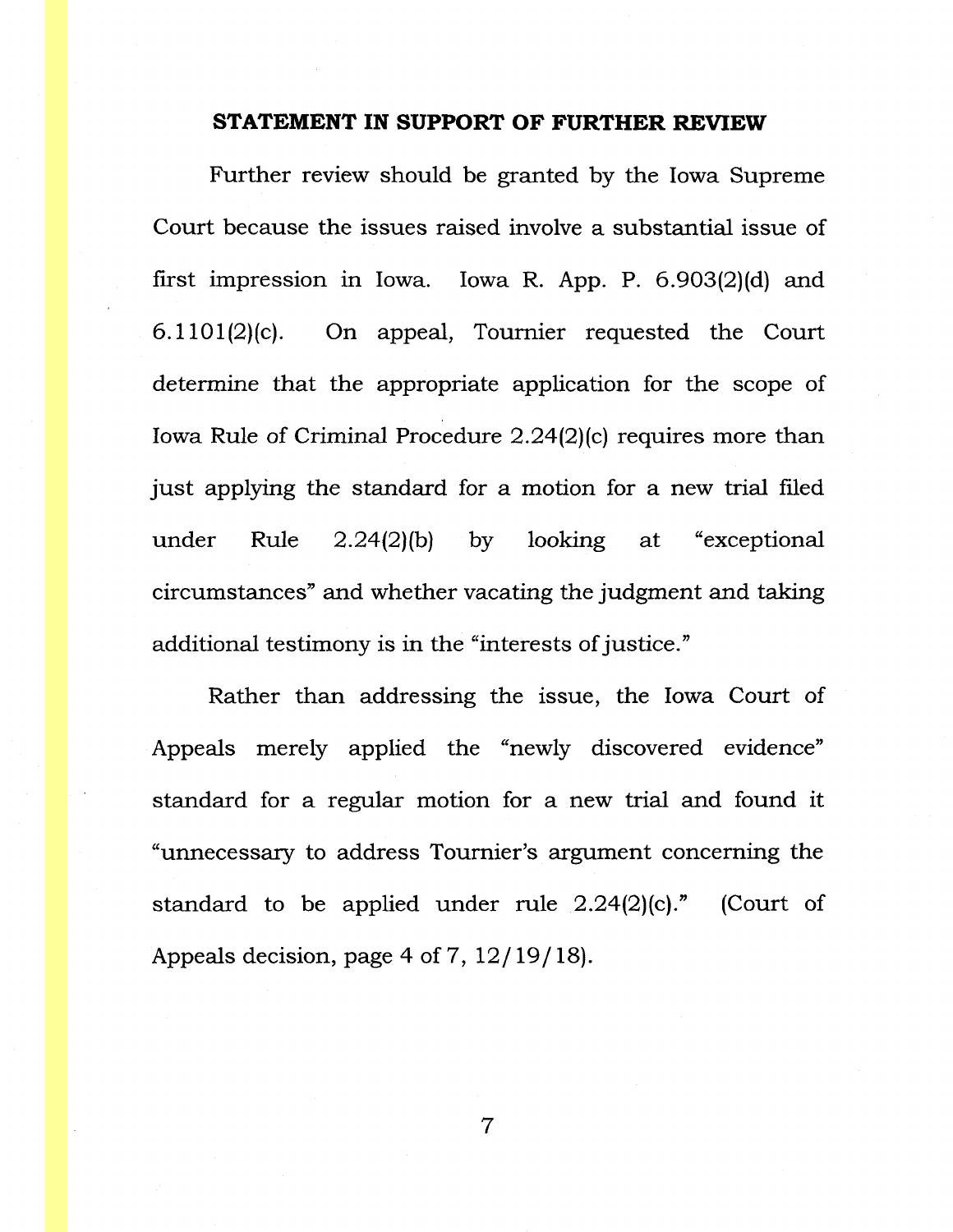## STATEMENT IN SUPPORT OF FURTHER REVIEW

Further review should be granted by the Iowa Supreme Court because the issues raised involve a substantial issue of first impression in Iowa. Iowa R. App. P. 6.903(2)(d) and 6.1101(2)(c). On appeal, Tournier requested the Court determine that the appropriate application for the scope of Iowa Rule of Criminal Procedure 2.24(2)(c) requires more than just applying the standard for a motion for a new trial filed under Rule 2.24(2)(b) by looking at "exceptional circumstances" and whether vacating the judgment and taking additional testimony is in the "interests of justice."

Rather than addressing the issue, the Iowa Court of Appeals merely applied the "newly discovered evidence" standard for a regular motion for a new trial and found it "unnecessary to address Tournier's argument concerning the standard to be applied under rule 2.24(2)(c)." (Court of Appeals decision, page 4 of 7, 12/19/18).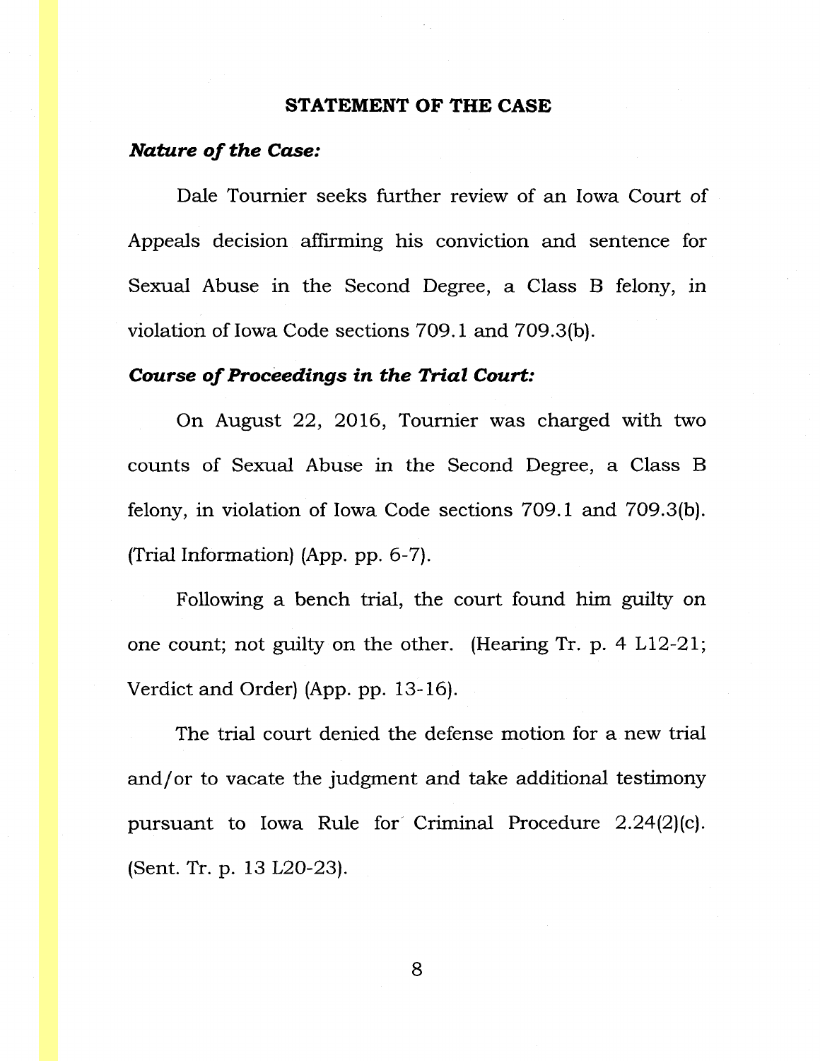## STATEMENT OF THE CASE

***Nature of the Case:***

Dale Tournier seeks further review of an Iowa Court of Appeals decision affirming his conviction and sentence for Sexual Abuse in the Second Degree, a Class B felony, in violation of Iowa Code sections 709.1 and 709.3(b).

***Course of Proceedings in the Trial Court:***

On August 22, 2016, Tournier was charged with two counts of Sexual Abuse in the Second Degree, a Class B felony, in violation of Iowa Code sections 709.1 and 709.3(b). (Trial Information) (App. pp. 6-7).

Following a bench trial, the court found him guilty on one count; not guilty on the other. (Hearing Tr. p. 4 L12-21; Verdict and Order) (App. pp. 13-16).

The trial court denied the defense motion for a new trial and/or to vacate the judgment and take additional testimony pursuant to Iowa Rule for Criminal Procedure 2.24(2)(c). (Sent. Tr. p. 13 L20-23).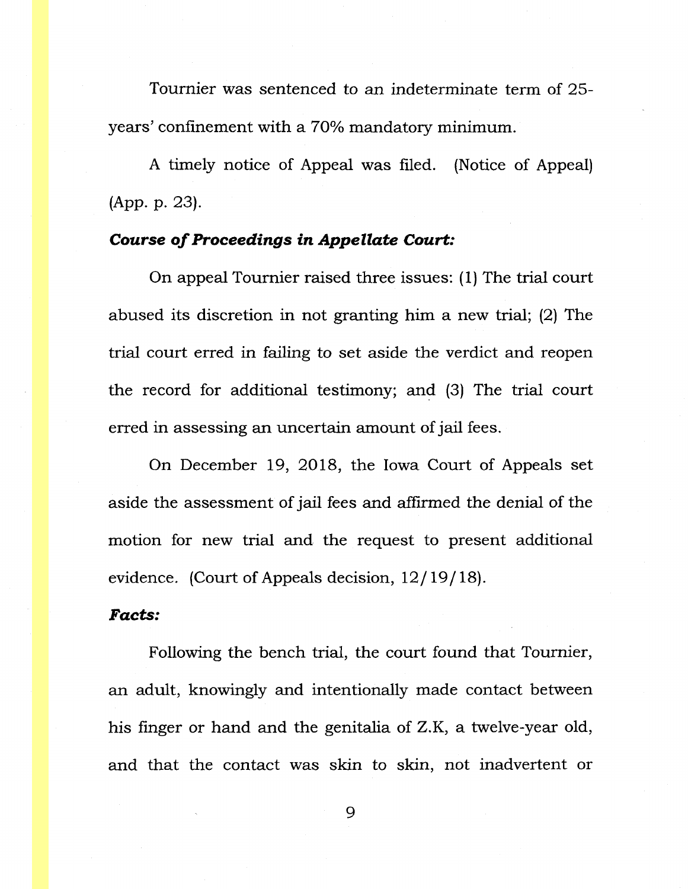Tournier was sentenced to an indeterminate term of 25-years' confinement with a 70% mandatory minimum.

A timely notice of Appeal was filed. (Notice of Appeal) (App. p. 23).

***Course of Proceedings in Appellate Court:***

On appeal Tournier raised three issues: (1) The trial court abused its discretion in not granting him a new trial; (2) The trial court erred in failing to set aside the verdict and reopen the record for additional testimony; and (3) The trial court erred in assessing an uncertain amount of jail fees.

On December 19, 2018, the Iowa Court of Appeals set aside the assessment of jail fees and affirmed the denial of the motion for new trial and the request to present additional evidence. (Court of Appeals decision, 12/19/18).

***Facts:***

Following the bench trial, the court found that Tournier, an adult, knowingly and intentionally made contact between his finger or hand and the genitalia of Z.K, a twelve-year old, and that the contact was skin to skin, not inadvertent or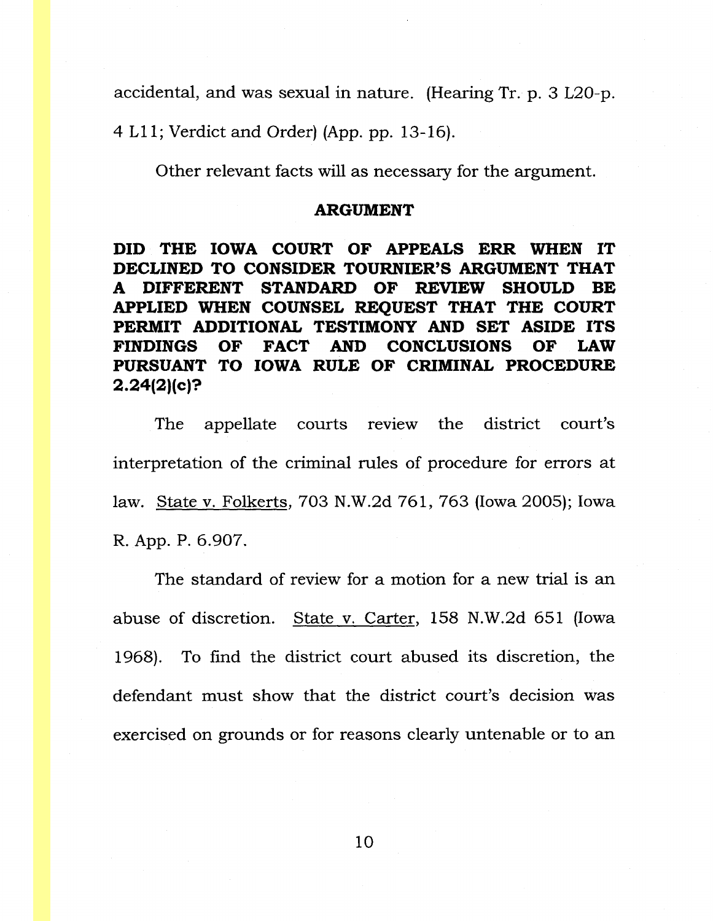accidental, and was sexual in nature. (Hearing Tr. p. 3 L20-p. 4 L11; Verdict and Order) (App. pp. 13-16).

Other relevant facts will as necessary for the argument.

## ARGUMENT

**DID THE IOWA COURT OF APPEALS ERR WHEN IT DECLINED TO CONSIDER TOURNIER'S ARGUMENT THAT A DIFFERENT STANDARD OF REVIEW SHOULD BE APPLIED WHEN COUNSEL REQUEST THAT THE COURT PERMIT ADDITIONAL TESTIMONY AND SET ASIDE ITS FINDINGS OF FACT AND CONCLUSIONS OF LAW PURSUANT TO IOWA RULE OF CRIMINAL PROCEDURE 2.24(2)(c)?**

The appellate courts review the district court's interpretation of the criminal rules of procedure for errors at law. State v. Folkerts, 703 N.W.2d 761, 763 (Iowa 2005); Iowa R. App. P. 6.907.

The standard of review for a motion for a new trial is an abuse of discretion. State v. Carter, 158 N.W.2d 651 (Iowa 1968). To find the district court abused its discretion, the defendant must show that the district court's decision was exercised on grounds or for reasons clearly untenable or to an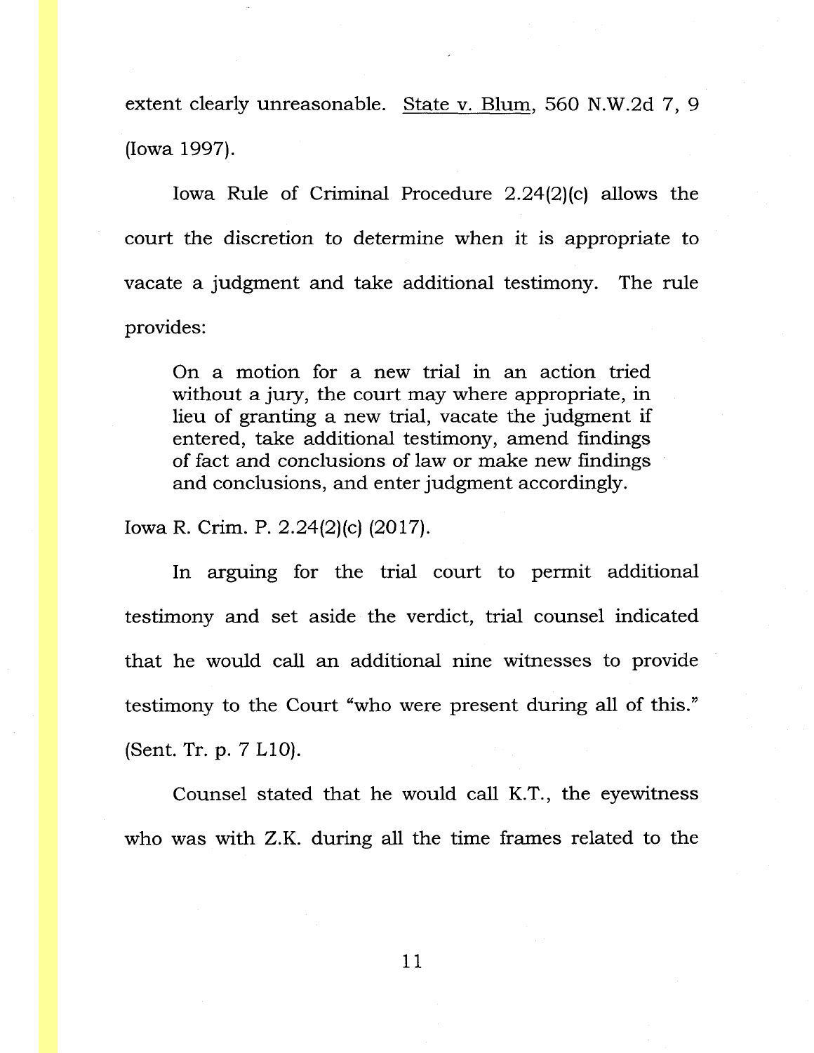extent clearly unreasonable. State v. Blum, 560 N.W.2d 7, 9 (Iowa 1997).

Iowa Rule of Criminal Procedure 2.24(2)(c) allows the court the discretion to determine when it is appropriate to vacate a judgment and take additional testimony. The rule provides:

> On a motion for a new trial in an action tried without a jury, the court may where appropriate, in lieu of granting a new trial, vacate the judgment if entered, take additional testimony, amend findings of fact and conclusions of law or make new findings and conclusions, and enter judgment accordingly.

Iowa R. Crim. P. 2.24(2)(c) (2017).

In arguing for the trial court to permit additional testimony and set aside the verdict, trial counsel indicated that he would call an additional nine witnesses to provide testimony to the Court "who were present during all of this." (Sent. Tr. p. 7 L10).

Counsel stated that he would call K.T., the eyewitness who was with Z.K. during all the time frames related to the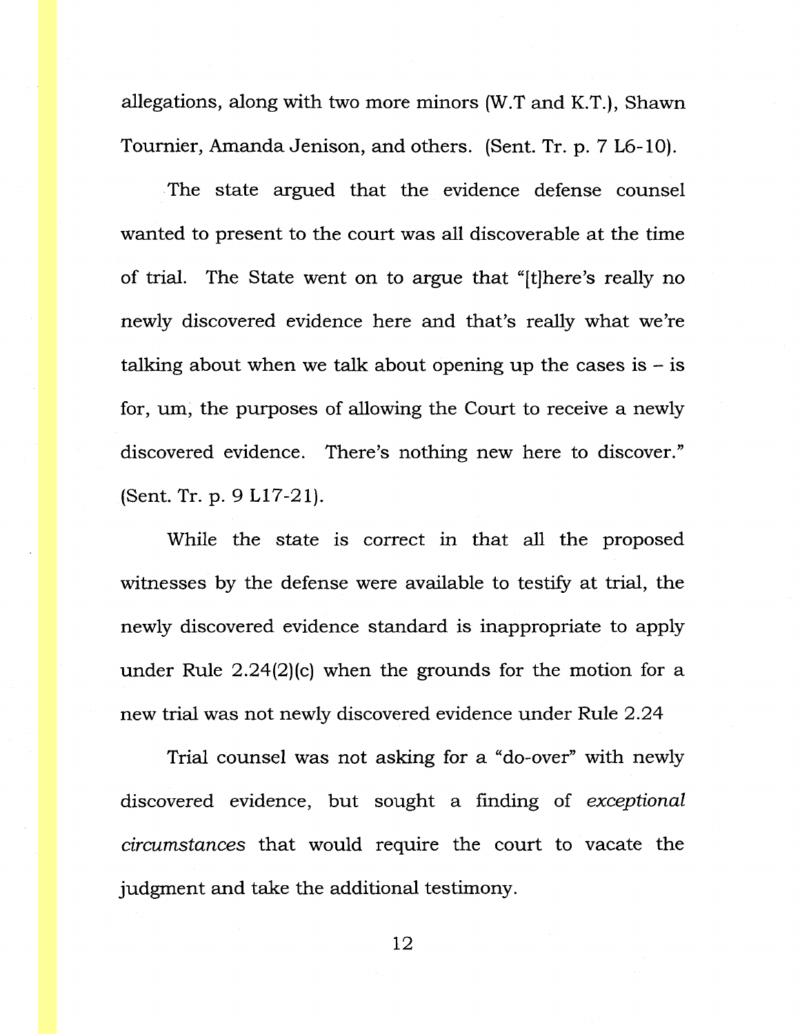allegations, along with two more minors (W.T and K.T.), Shawn Tournier, Amanda Jenison, and others. (Sent. Tr. p. 7 L6-10).

The state argued that the evidence defense counsel wanted to present to the court was all discoverable at the time of trial. The State went on to argue that "[t]here's really no newly discovered evidence here and that's really what we're talking about when we talk about opening up the cases is – is for, um, the purposes of allowing the Court to receive a newly discovered evidence. There's nothing new here to discover." (Sent. Tr. p. 9 L17-21).

While the state is correct in that all the proposed witnesses by the defense were available to testify at trial, the newly discovered evidence standard is inappropriate to apply under Rule 2.24(2)(c) when the grounds for the motion for a new trial was not newly discovered evidence under Rule 2.24

Trial counsel was not asking for a "do-over" with newly discovered evidence, but sought a finding of *exceptional circumstances* that would require the court to vacate the judgment and take the additional testimony.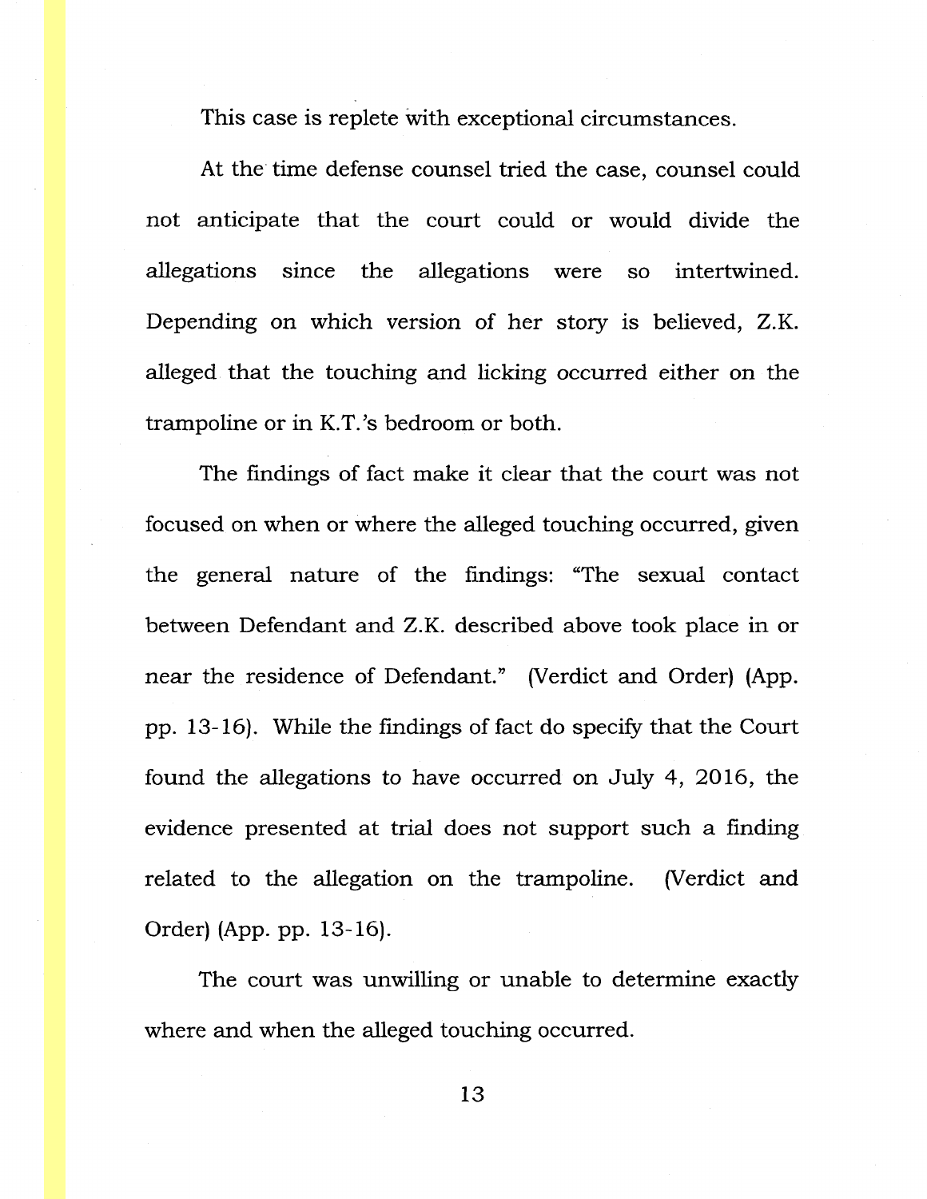This case is replete with exceptional circumstances.

At the time defense counsel tried the case, counsel could not anticipate that the court could or would divide the allegations since the allegations were so intertwined. Depending on which version of her story is believed, Z.K. alleged that the touching and licking occurred either on the trampoline or in K.T.'s bedroom or both.

The findings of fact make it clear that the court was not focused on when or where the alleged touching occurred, given the general nature of the findings: "The sexual contact between Defendant and Z.K. described above took place in or near the residence of Defendant." (Verdict and Order) (App. pp. 13-16). While the findings of fact do specify that the Court found the allegations to have occurred on July 4, 2016, the evidence presented at trial does not support such a finding related to the allegation on the trampoline. (Verdict and Order) (App. pp. 13-16).

The court was unwilling or unable to determine exactly where and when the alleged touching occurred.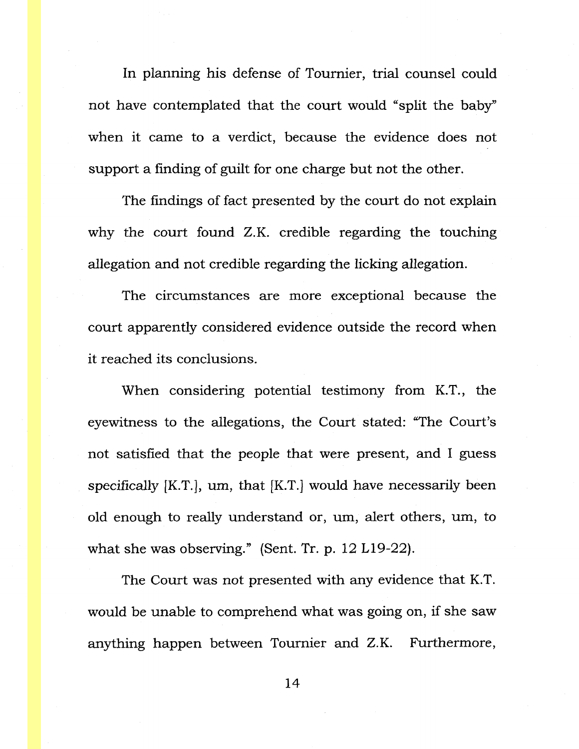In planning his defense of Tournier, trial counsel could not have contemplated that the court would "split the baby" when it came to a verdict, because the evidence does not support a finding of guilt for one charge but not the other.

The findings of fact presented by the court do not explain why the court found Z.K. credible regarding the touching allegation and not credible regarding the licking allegation.

The circumstances are more exceptional because the court apparently considered evidence outside the record when it reached its conclusions.

When considering potential testimony from K.T., the eyewitness to the allegations, the Court stated: "The Court's not satisfied that the people that were present, and I guess *specifically* [K.T.], um, that [K.T.] would have necessarily been old enough to really understand or, um, alert others, um, to what she was observing." (Sent. Tr. p. 12 L19-22).

The Court was not presented with any evidence that K.T. would be unable to comprehend what was going on, if she saw anything happen between Tournier and Z.K. Furthermore,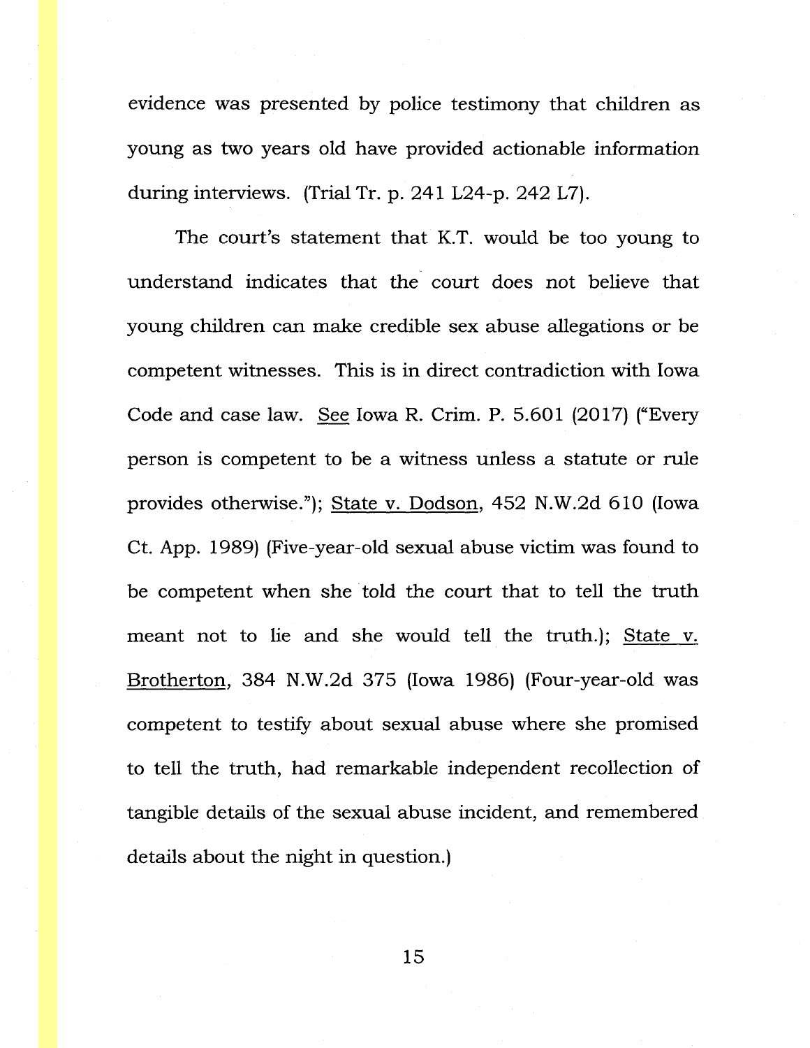evidence was presented by police testimony that children as young as two years old have provided actionable information during interviews. (Trial Tr. p. 241 L24-p. 242 L7).

The court's statement that K.T. would be too young to understand indicates that the court does not believe that young children can make credible sex abuse allegations or be competent witnesses. This is in direct contradiction with Iowa Code and case law. See Iowa R. Crim. P. 5.601 (2017) ("Every person is competent to be a witness unless a statute or rule provides otherwise."); State v. Dodson, 452 N.W.2d 610 (Iowa Ct. App. 1989) (Five-year-old sexual abuse victim was found to be competent when she told the court that to tell the truth meant not to lie and she would tell the truth.); State v. Brotherton, 384 N.W.2d 375 (Iowa 1986) (Four-year-old was competent to testify about sexual abuse where she promised to tell the truth, had remarkable independent recollection of tangible details of the sexual abuse incident, and remembered details about the night in question.)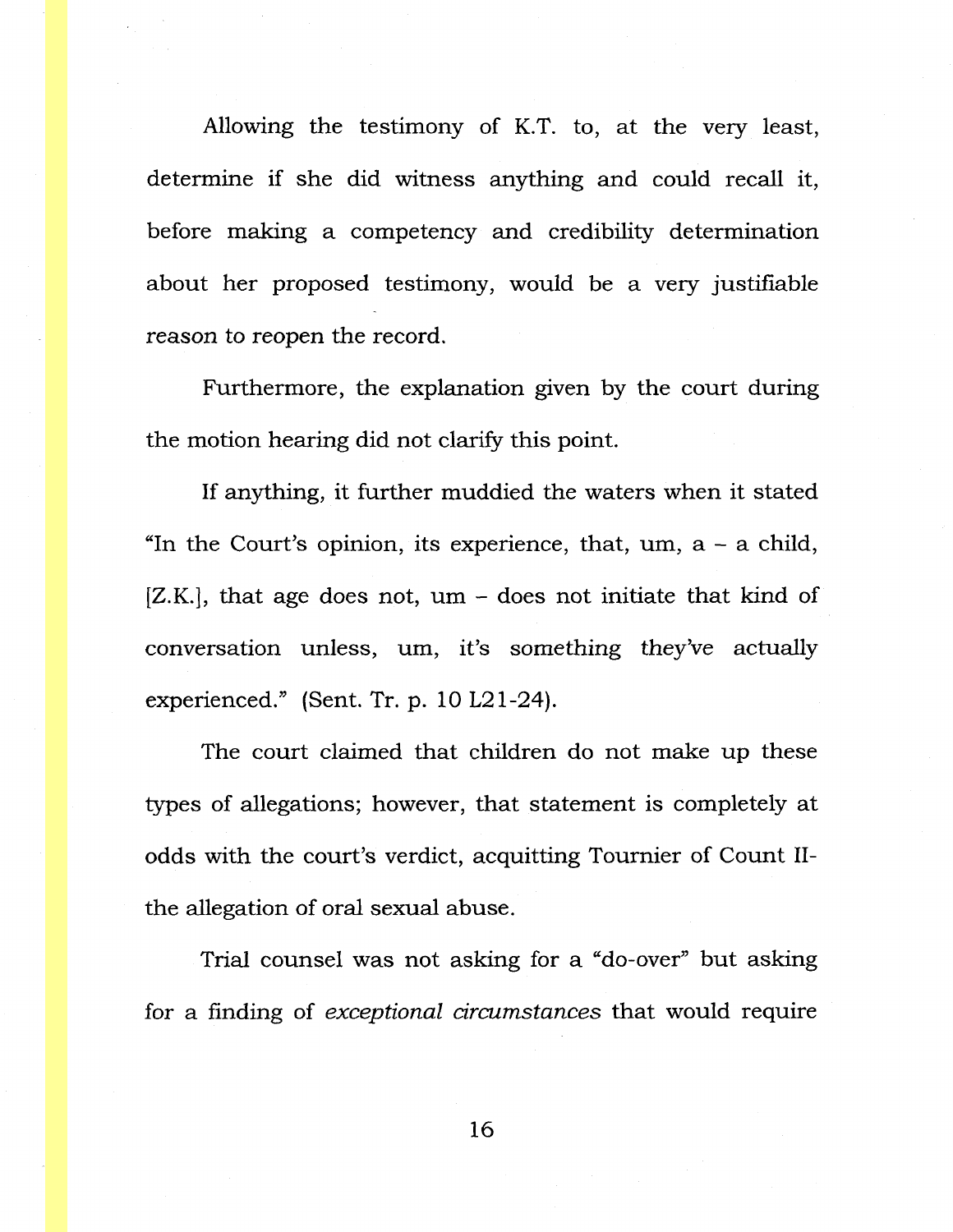Allowing the testimony of K.T. to, at the very least, determine if she did witness anything and could recall it, before making a competency and credibility determination about her proposed testimony, would be a very justifiable reason to reopen the record.

Furthermore, the explanation given by the court during the motion hearing did not clarify this point.

If anything, it further muddied the waters when it stated "In the Court's opinion, its experience, that, um, a – a child, [Z.K.], that age does not, um – does not initiate that kind of conversation unless, um, it's something they've actually experienced." (Sent. Tr. p. 10 L21-24).

The court claimed that children do not make up these types of allegations; however, that statement is completely at odds with the court's verdict, acquitting Tournier of Count II- the allegation of oral sexual abuse.

Trial counsel was not asking for a "do-over" but asking for a finding of *exceptional circumstances* that would require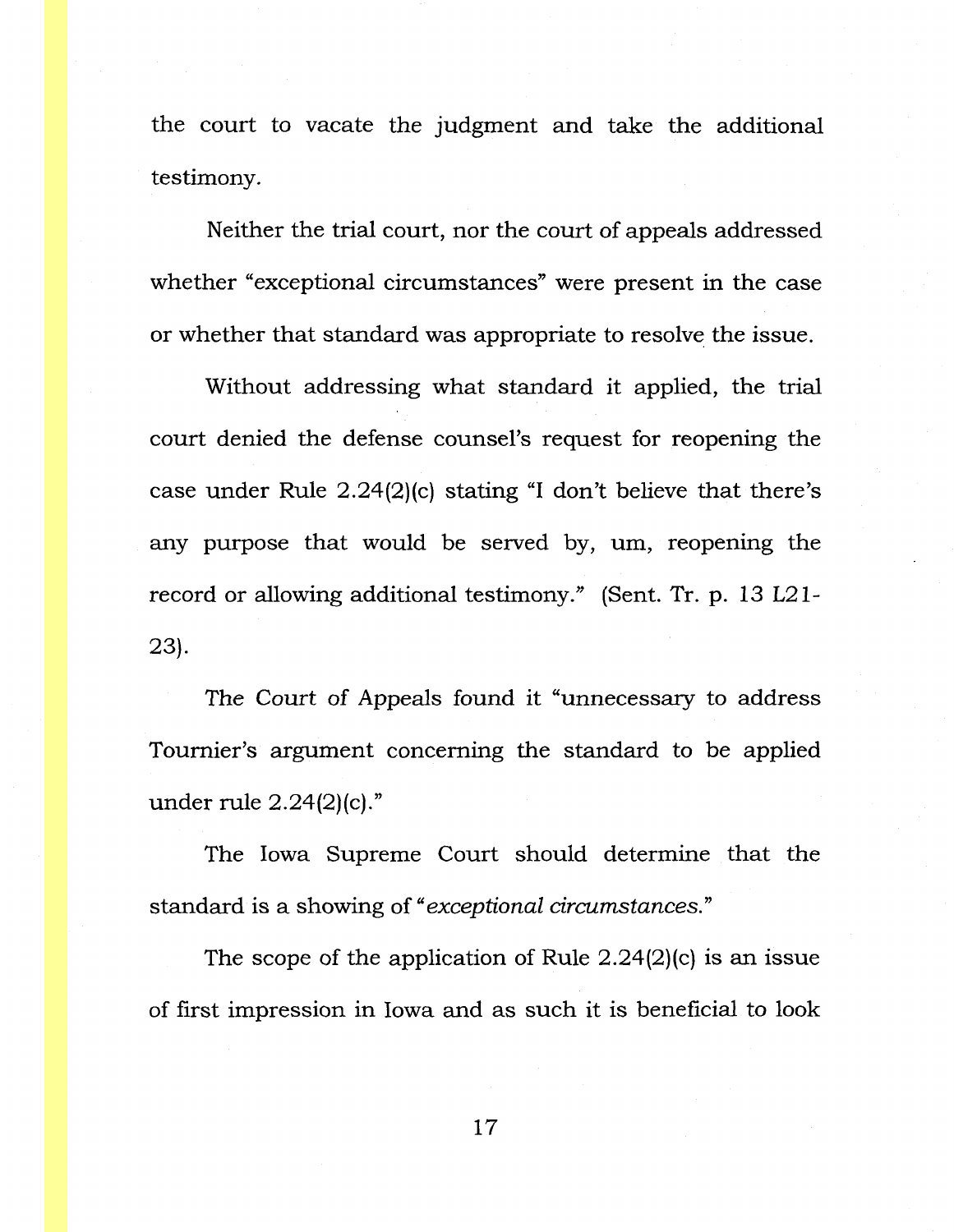the court to vacate the judgment and take the additional testimony.

Neither the trial court, nor the court of appeals addressed whether "exceptional circumstances" were present in the case or whether that standard was appropriate to resolve the issue.

Without addressing what standard it applied, the trial court denied the defense counsel's request for reopening the case under Rule 2.24(2)(c) stating "I don't believe that there's any purpose that would be served by, um, reopening the record or allowing additional testimony." (Sent. Tr. p. 13 L21-23).

The Court of Appeals found it "unnecessary to address Tournier's argument concerning the standard to be applied under rule 2.24(2)(c)."

The Iowa Supreme Court should determine that the standard is a showing of "*exceptional circumstances.*"

The scope of the application of Rule 2.24(2)(c) is an issue of first impression in Iowa and as such it is beneficial to look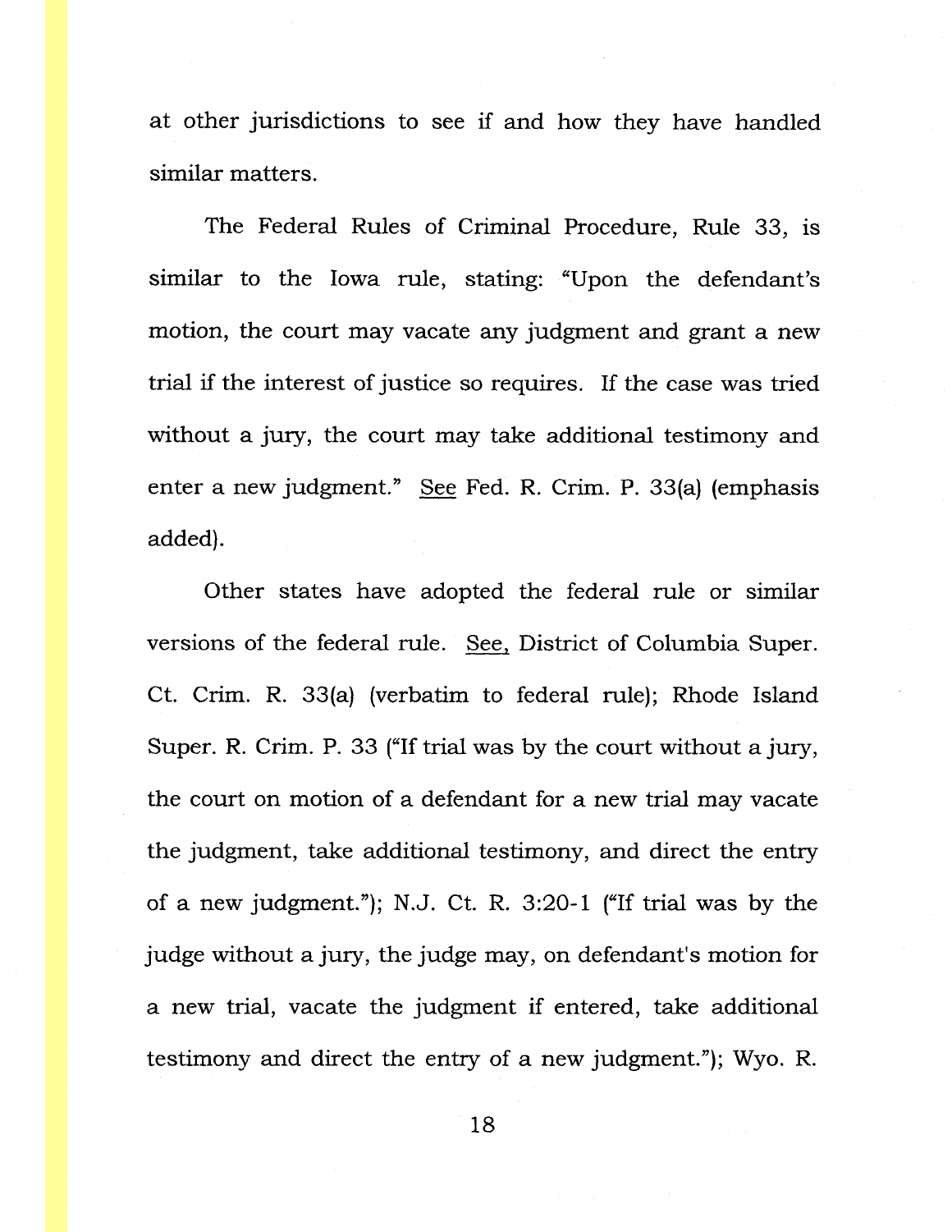at other jurisdictions to see if and how they have handled similar matters.

The Federal Rules of Criminal Procedure, Rule 33, is similar to the Iowa rule, stating: "Upon the defendant's motion, the court may vacate any judgment and grant a new trial if the interest of justice so requires. If the case was tried without a jury, the court may take additional testimony and enter a new judgment." See Fed. R. Crim. P. 33(a) (emphasis added).

Other states have adopted the federal rule or similar versions of the federal rule. See, District of Columbia Super. Ct. Crim. R. 33(a) (verbatim to federal rule); Rhode Island Super. R. Crim. P. 33 ("If trial was by the court without a jury, the court on motion of a defendant for a new trial may vacate the judgment, take additional testimony, and direct the entry of a new judgment."); N.J. Ct. R. 3:20-1 ("If trial was by the judge without a jury, the judge may, on defendant's motion for a new trial, vacate the judgment if entered, take additional testimony and direct the entry of a new judgment."); Wyo. R.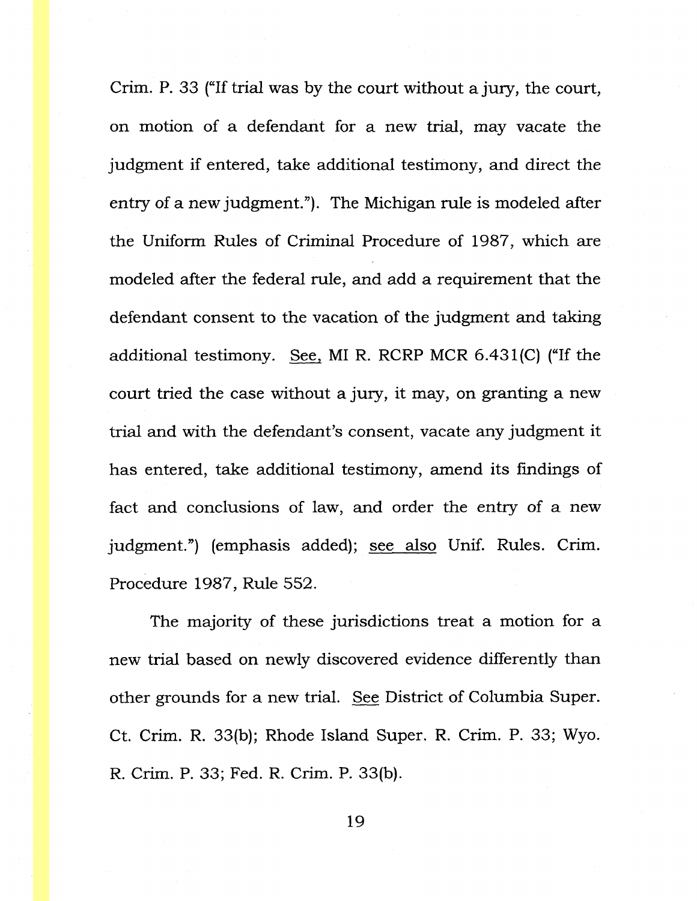Crim. P. 33 ("If trial was by the court without a jury, the court, on motion of a defendant for a new trial, may vacate the judgment if entered, take additional testimony, and direct the entry of a new judgment."). The Michigan rule is modeled after the Uniform Rules of Criminal Procedure of 1987, which are modeled after the federal rule, and add a requirement that the defendant consent to the vacation of the judgment and taking additional testimony. <u>See,</u> MI R. RCRP MCR 6.431(C) ("If the court tried the case without a jury, it may, on granting a new trial and with the defendant's consent, vacate any judgment it has entered, take additional testimony, amend its findings of fact and conclusions of law, and order the entry of a new judgment.") (emphasis added); <u>see also</u> Unif. Rules. Crim. Procedure 1987, Rule 552.

The majority of these jurisdictions treat a motion for a new trial based on newly discovered evidence differently than other grounds for a new trial. <u>See</u> District of Columbia Super. Ct. Crim. R. 33(b); Rhode Island Super. R. Crim. P. 33; Wyo. R. Crim. P. 33; Fed. R. Crim. P. 33(b).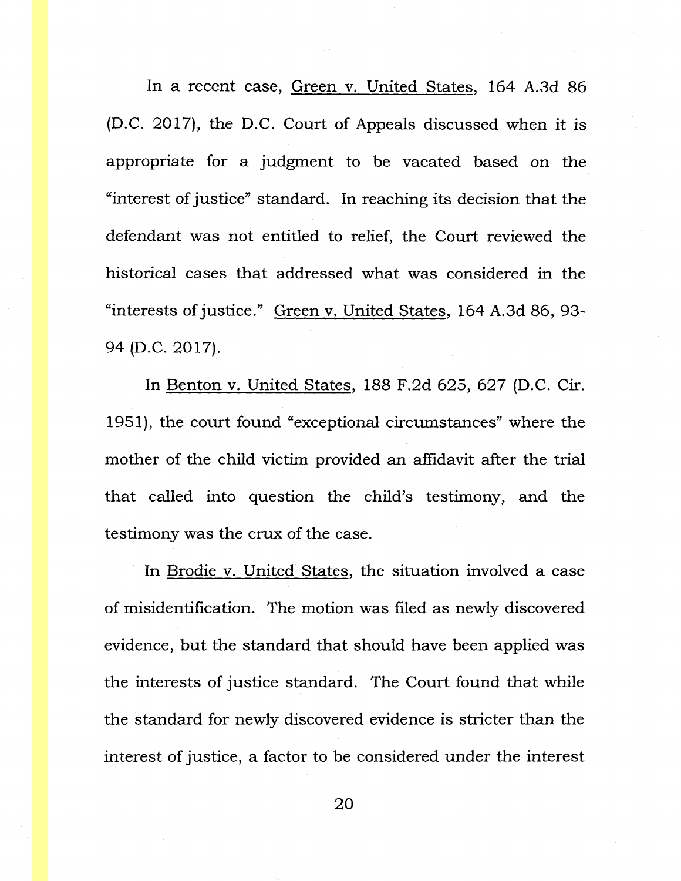In a recent case, Green v. United States, 164 A.3d 86 (D.C. 2017), the D.C. Court of Appeals discussed when it is appropriate for a judgment to be vacated based on the "interest of justice" standard. In reaching its decision that the defendant was not entitled to relief, the Court reviewed the historical cases that addressed what was considered in the "interests of justice." Green v. United States, 164 A.3d 86, 93-94 (D.C. 2017).

In Benton v. United States, 188 F.2d 625, 627 (D.C. Cir. 1951), the court found "exceptional circumstances" where the mother of the child victim provided an affidavit after the trial that called into question the child's testimony, and the testimony was the crux of the case.

In Brodie v. United States, the situation involved a case of misidentification. The motion was filed as newly discovered evidence, but the standard that should have been applied was the interests of justice standard. The Court found that while the standard for newly discovered evidence is stricter than the interest of justice, a factor to be considered under the interest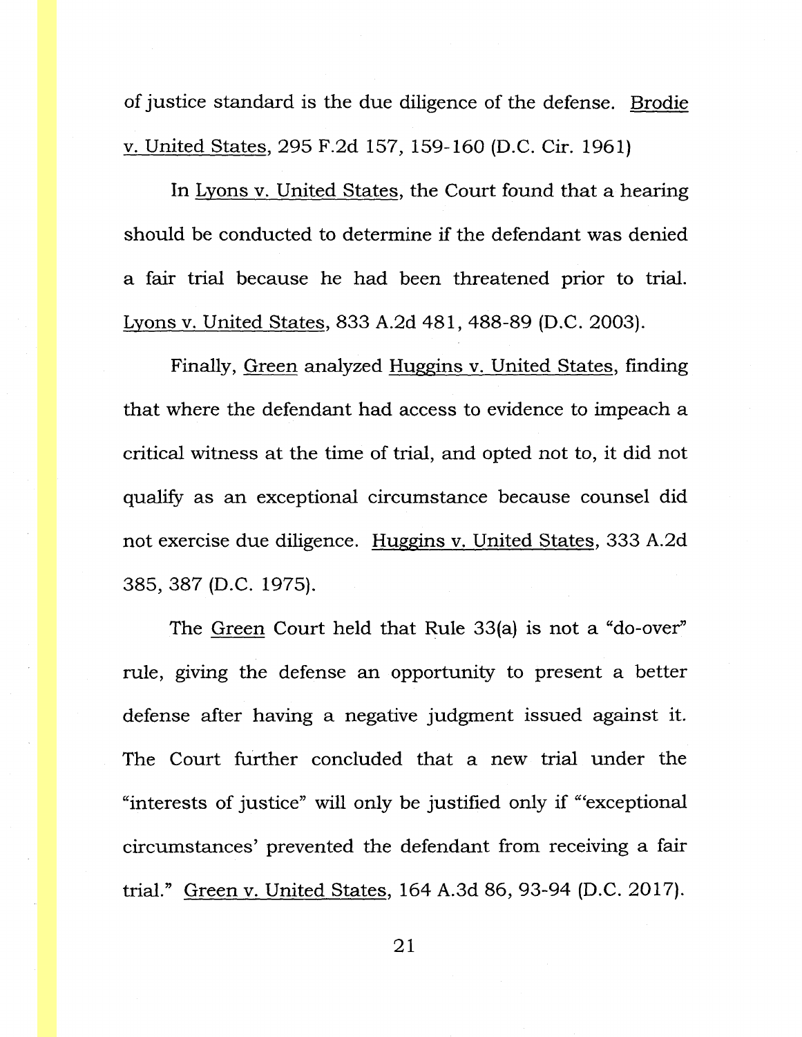of justice standard is the due diligence of the defense. Brodie v. United States, 295 F.2d 157, 159-160 (D.C. Cir. 1961)

In Lyons v. United States, the Court found that a hearing should be conducted to determine if the defendant was denied a fair trial because he had been threatened prior to trial. Lyons v. United States, 833 A.2d 481, 488-89 (D.C. 2003).

Finally, Green analyzed Huggins v. United States, finding that where the defendant had access to evidence to impeach a critical witness at the time of trial, and opted not to, it did not qualify as an exceptional circumstance because counsel did not exercise due diligence. Huggins v. United States, 333 A.2d 385, 387 (D.C. 1975).

The Green Court held that Rule 33(a) is not a "do-over" rule, giving the defense an opportunity to present a better defense after having a negative judgment issued against it. The Court further concluded that a new trial under the "interests of justice" will only be justified only if "'exceptional circumstances' prevented the defendant from receiving a fair trial." Green v. United States, 164 A.3d 86, 93-94 (D.C. 2017).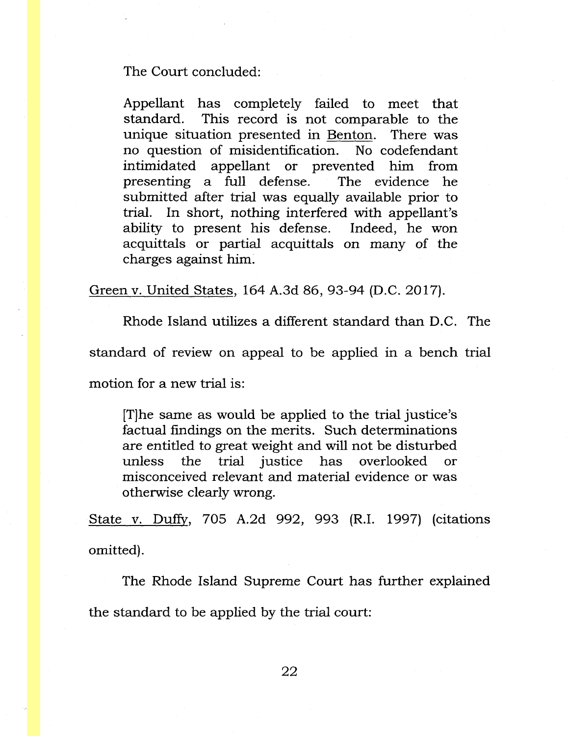The Court concluded:

> Appellant has completely failed to meet that standard. This record is not comparable to the unique situation presented in Benton. There was no question of misidentification. No codefendant intimidated appellant or prevented him from presenting a full defense. The evidence he submitted after trial was equally available prior to trial. In short, nothing interfered with appellant's ability to present his defense. Indeed, he won acquittals or partial acquittals on many of the charges against him.

Green v. United States, 164 A.3d 86, 93-94 (D.C. 2017).

Rhode Island utilizes a different standard than D.C. The standard of review on appeal to be applied in a bench trial motion for a new trial is:

> [T]he same as would be applied to the trial justice's factual findings on the merits. Such determinations are entitled to great weight and will not be disturbed unless the trial justice has overlooked or misconceived relevant and material evidence or was otherwise clearly wrong.

State v. Duffy, 705 A.2d 992, 993 (R.I. 1997) (citations omitted).

The Rhode Island Supreme Court has further explained the standard to be applied by the trial court: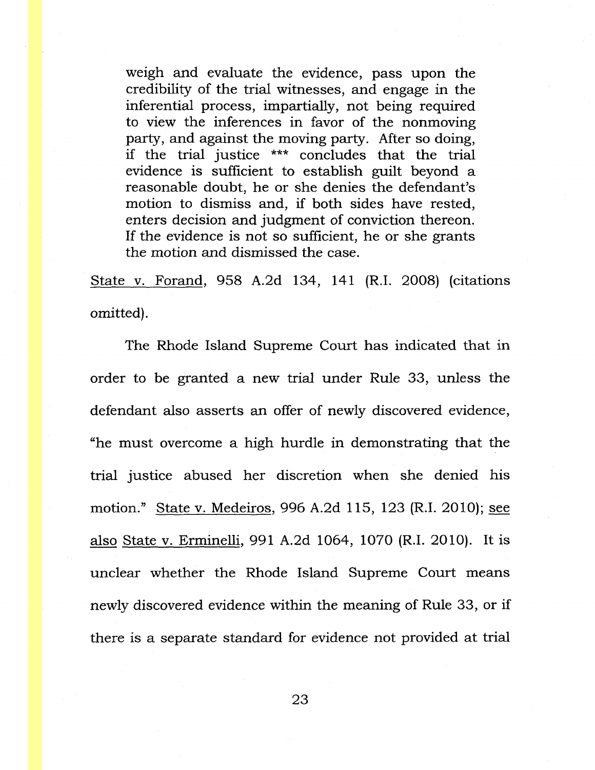> weigh and evaluate the evidence, pass upon the credibility of the trial witnesses, and engage in the inferential process, impartially, not being required to view the inferences in favor of the nonmoving party, and against the moving party. After so doing, if the trial justice *** concludes that the trial evidence is sufficient to establish guilt beyond a reasonable doubt, he or she denies the defendant's motion to dismiss and, if both sides have rested, enters decision and judgment of conviction thereon. If the evidence is not so sufficient, he or she grants the motion and dismissed the case.

State v. Forand, 958 A.2d 134, 141 (R.I. 2008) (citations omitted).

The Rhode Island Supreme Court has indicated that in order to be granted a new trial under Rule 33, unless the defendant also asserts an offer of newly discovered evidence, "he must overcome a high hurdle in demonstrating that the trial justice abused her discretion when she denied his motion." State v. Medeiros, 996 A.2d 115, 123 (R.I. 2010); see also State v. Erminelli, 991 A.2d 1064, 1070 (R.I. 2010). It is unclear whether the Rhode Island Supreme Court means newly discovered evidence within the meaning of Rule 33, or if there is a separate standard for evidence not provided at trial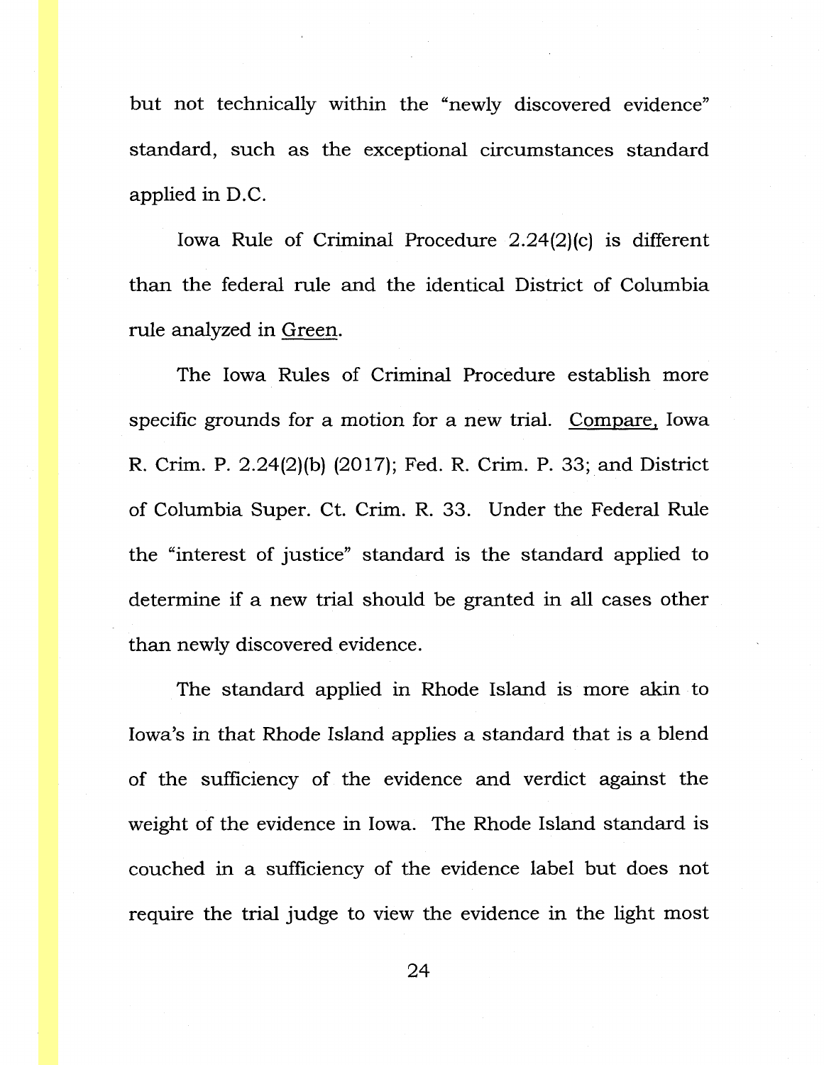but not technically within the "newly discovered evidence" standard, such as the exceptional circumstances standard applied in D.C.

Iowa Rule of Criminal Procedure 2.24(2)(c) is different than the federal rule and the identical District of Columbia rule analyzed in Green.

The Iowa Rules of Criminal Procedure establish more specific grounds for a motion for a new trial. Compare, Iowa R. Crim. P. 2.24(2)(b) (2017); Fed. R. Crim. P. 33; and District of Columbia Super. Ct. Crim. R. 33. Under the Federal Rule the "interest of justice" standard is the standard applied to determine if a new trial should be granted in all cases other than newly discovered evidence.

The standard applied in Rhode Island is more akin to Iowa's in that Rhode Island applies a standard that is a blend of the sufficiency of the evidence and verdict against the weight of the evidence in Iowa. The Rhode Island standard is couched in a sufficiency of the evidence label but does not require the trial judge to view the evidence in the light most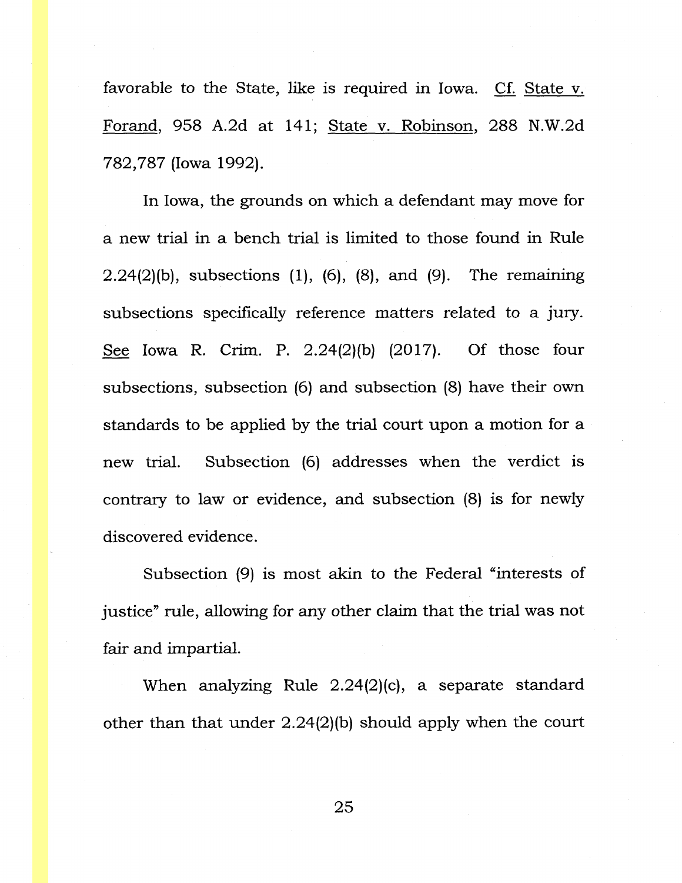favorable to the State, like is required in Iowa. Cf. State v. Forand, 958 A.2d at 141; State v. Robinson, 288 N.W.2d 782,787 (Iowa 1992).

In Iowa, the grounds on which a defendant may move for a new trial in a bench trial is limited to those found in Rule 2.24(2)(b), subsections (1), (6), (8), and (9). The remaining subsections specifically reference matters related to a jury. See Iowa R. Crim. P. 2.24(2)(b) (2017). Of those four subsections, subsection (6) and subsection (8) have their own standards to be applied by the trial court upon a motion for a new trial. Subsection (6) addresses when the verdict is contrary to law or evidence, and subsection (8) is for newly discovered evidence.

Subsection (9) is most akin to the Federal "interests of justice" rule, allowing for any other claim that the trial was not fair and impartial.

When analyzing Rule 2.24(2)(c), a separate standard other than that under 2.24(2)(b) should apply when the court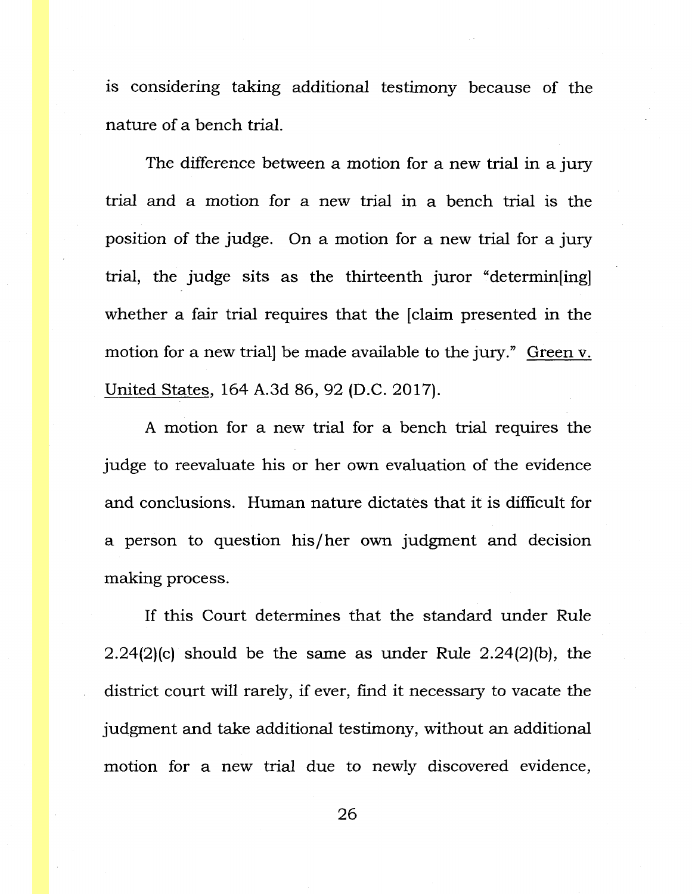is considering taking additional testimony because of the nature of a bench trial.

The difference between a motion for a new trial in a jury trial and a motion for a new trial in a bench trial is the position of the judge. On a motion for a new trial for a jury trial, the judge sits as the thirteenth juror "determin[ing] whether a fair trial requires that the [claim presented in the motion for a new trial] be made available to the jury." Green v. United States, 164 A.3d 86, 92 (D.C. 2017).

A motion for a new trial for a bench trial requires the judge to reevaluate his or her own evaluation of the evidence and conclusions. Human nature dictates that it is difficult for a person to question his/her own judgment and decision making process.

If this Court determines that the standard under Rule 2.24(2)(c) should be the same as under Rule 2.24(2)(b), the district court will rarely, if ever, find it necessary to vacate the judgment and take additional testimony, without an additional motion for a new trial due to newly discovered evidence,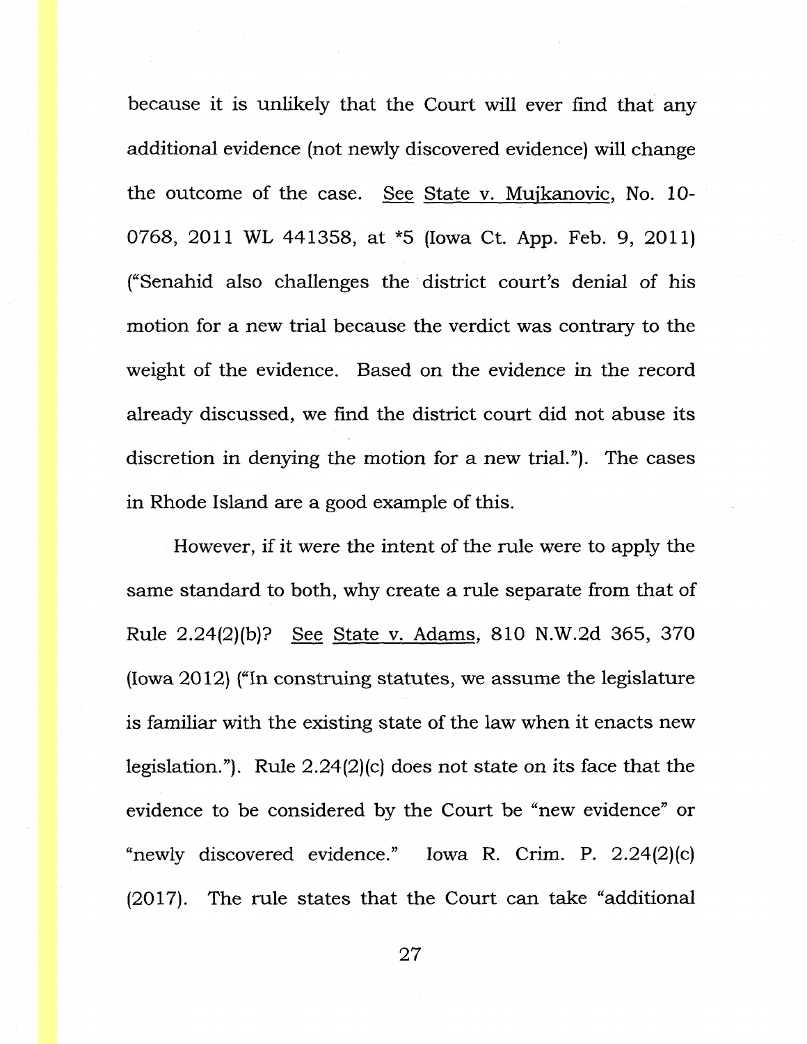because it is unlikely that the Court will ever find that any additional evidence (not newly discovered evidence) will change the outcome of the case. See State v. Mujkanovic, No. 10-0768, 2011 WL 441358, at *5 (Iowa Ct. App. Feb. 9, 2011) ("Senahid also challenges the district court's denial of his motion for a new trial because the verdict was contrary to the weight of the evidence. Based on the evidence in the record already discussed, we find the district court did not abuse its discretion in denying the motion for a new trial."). The cases in Rhode Island are a good example of this.

However, if it were the intent of the rule were to apply the same standard to both, why create a rule separate from that of Rule 2.24(2)(b)? See State v. Adams, 810 N.W.2d 365, 370 (Iowa 2012) ("In construing statutes, we assume the legislature is familiar with the existing state of the law when it enacts new legislation."). Rule 2.24(2)(c) does not state on its face that the evidence to be considered by the Court be "new evidence" or "newly discovered evidence." Iowa R. Crim. P. 2.24(2)(c) (2017). The rule states that the Court can take "additional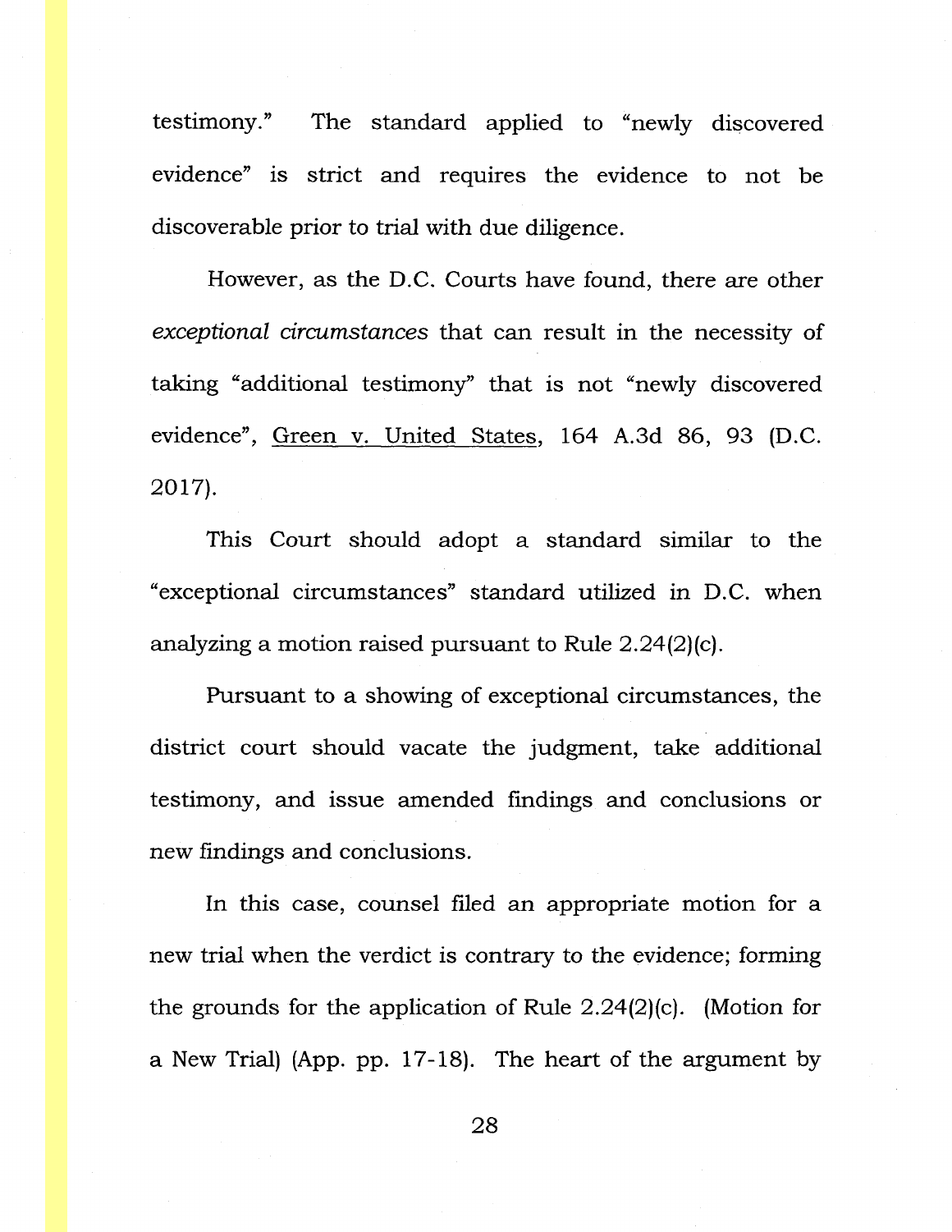testimony." The standard applied to "newly discovered evidence" is strict and requires the evidence to not be discoverable prior to trial with due diligence.

However, as the D.C. Courts have found, there are other *exceptional circumstances* that can result in the necessity of taking "additional testimony" that is not "newly discovered evidence", Green v. United States, 164 A.3d 86, 93 (D.C. 2017).

This Court should adopt a standard similar to the "exceptional circumstances" standard utilized in D.C. when analyzing a motion raised pursuant to Rule 2.24(2)(c).

Pursuant to a showing of exceptional circumstances, the district court should vacate the judgment, take additional testimony, and issue amended findings and conclusions or new findings and conclusions.

In this case, counsel filed an appropriate motion for a new trial when the verdict is contrary to the evidence; forming the grounds for the application of Rule 2.24(2)(c). (Motion for a New Trial) (App. pp. 17-18). The heart of the argument by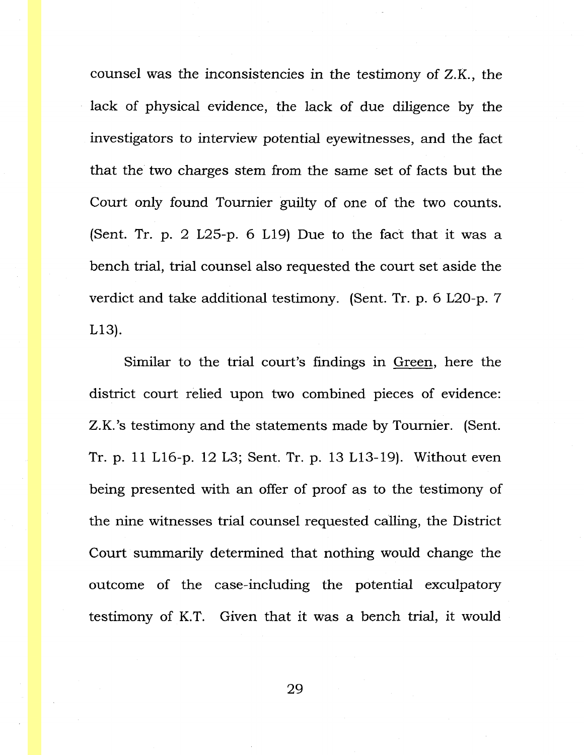counsel was the inconsistencies in the testimony of Z.K., the lack of physical evidence, the lack of due diligence by the investigators to interview potential eyewitnesses, and the fact that the two charges stem from the same set of facts but the Court only found Tournier guilty of one of the two counts. (Sent. Tr. p. 2 L25-p. 6 L19) Due to the fact that it was a bench trial, trial counsel also requested the court set aside the verdict and take additional testimony. (Sent. Tr. p. 6 L20-p. 7 L13).

Similar to the trial court's findings in Green, here the district court relied upon two combined pieces of evidence: Z.K.'s testimony and the statements made by Tournier. (Sent. Tr. p. 11 L16-p. 12 L3; Sent. Tr. p. 13 L13-19). Without even being presented with an offer of proof as to the testimony of the nine witnesses trial counsel requested calling, the District Court summarily determined that nothing would change the outcome of the case-including the potential exculpatory testimony of K.T. Given that it was a bench trial, it would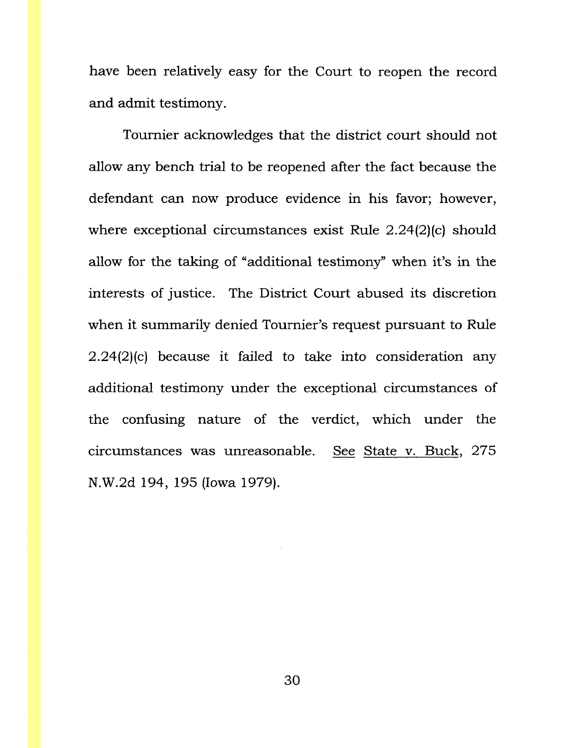have been relatively easy for the Court to reopen the record and admit testimony.

Tournier acknowledges that the district court should not allow any bench trial to be reopened after the fact because the defendant can now produce evidence in his favor; however, where exceptional circumstances exist Rule 2.24(2)(c) should allow for the taking of "additional testimony" when it's in the interests of justice. The District Court abused its discretion when it summarily denied Tournier's request pursuant to Rule 2.24(2)(c) because it failed to take into consideration any additional testimony under the exceptional circumstances of the confusing nature of the verdict, which under the circumstances was unreasonable. See State v. Buck, 275 N.W.2d 194, 195 (Iowa 1979).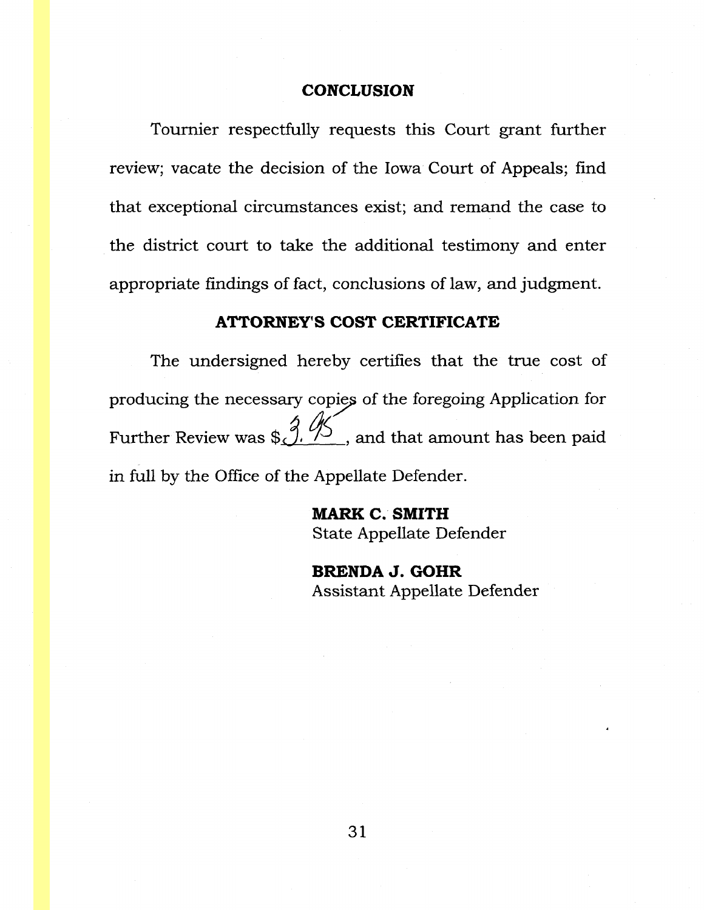## CONCLUSION

Tournier respectfully requests this Court grant further review; vacate the decision of the Iowa Court of Appeals; find that exceptional circumstances exist; and remand the case to the district court to take the additional testimony and enter appropriate findings of fact, conclusions of law, and judgment.

## ATTORNEY'S COST CERTIFICATE

The undersigned hereby certifies that the true cost of producing the necessary copies of the foregoing Application for Further Review was $3.95, and that amount has been paid in full by the Office of the Appellate Defender.

**MARK C. SMITH**
State Appellate Defender

**BRENDA J. GOHR**
Assistant Appellate Defender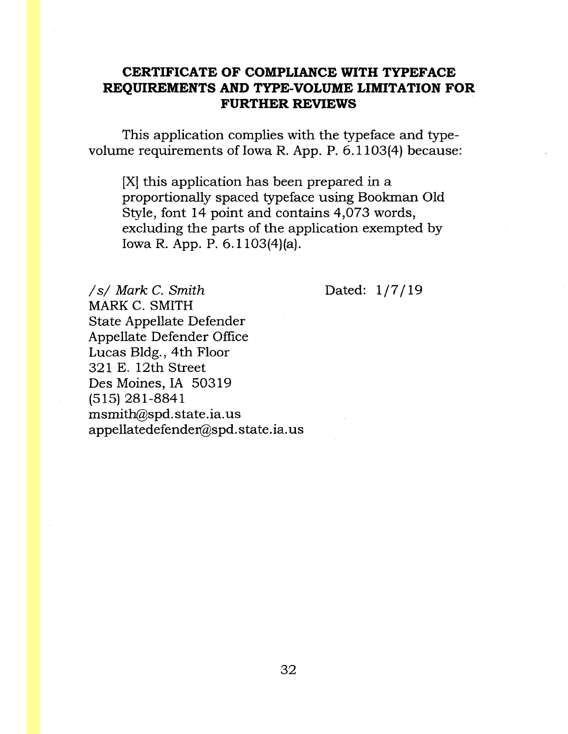## CERTIFICATE OF COMPLIANCE WITH TYPEFACE REQUIREMENTS AND TYPE-VOLUME LIMITATION FOR FURTHER REVIEWS

This application complies with the typeface and type-volume requirements of Iowa R. App. P. 6.1103(4) because:

> [X] this application has been prepared in a proportionally spaced typeface using Bookman Old Style, font 14 point and contains 4,073 words, excluding the parts of the application exempted by Iowa R. App. P. 6.1103(4)(a).

*/s/ Mark C. Smith*  
MARK C. SMITH  
State Appellate Defender  
Appellate Defender Office  
Lucas Bldg., 4th Floor  
321 E. 12th Street  
Des Moines, IA 50319  
(515) 281-8841  
msmith@spd.state.ia.us  
appellatedefender@spd.state.ia.us

Dated: 1/7/19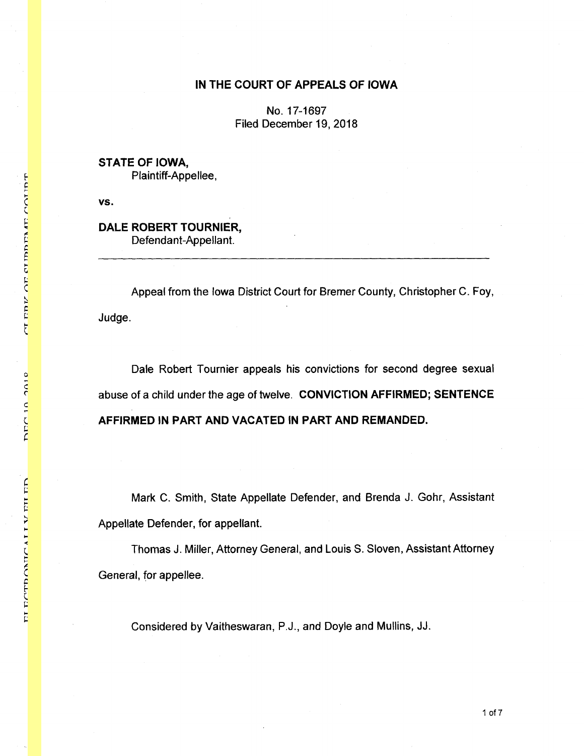**IN THE COURT OF APPEALS OF IOWA**

No. 17-1697
Filed December 19, 2018

**STATE OF IOWA,**
Plaintiff-Appellee,

**vs.**

**DALE ROBERT TOURNIER,**
Defendant-Appellant.

---

Appeal from the Iowa District Court for Bremer County, Christopher C. Foy, Judge.

Dale Robert Tournier appeals his convictions for second degree sexual abuse of a child under the age of twelve. **CONVICTION AFFIRMED; SENTENCE AFFIRMED IN PART AND VACATED IN PART AND REMANDED.**

Mark C. Smith, State Appellate Defender, and Brenda J. Gohr, Assistant Appellate Defender, for appellant.

Thomas J. Miller, Attorney General, and Louis S. Sloven, Assistant Attorney General, for appellee.

Considered by Vaitheswaran, P.J., and Doyle and Mullins, JJ.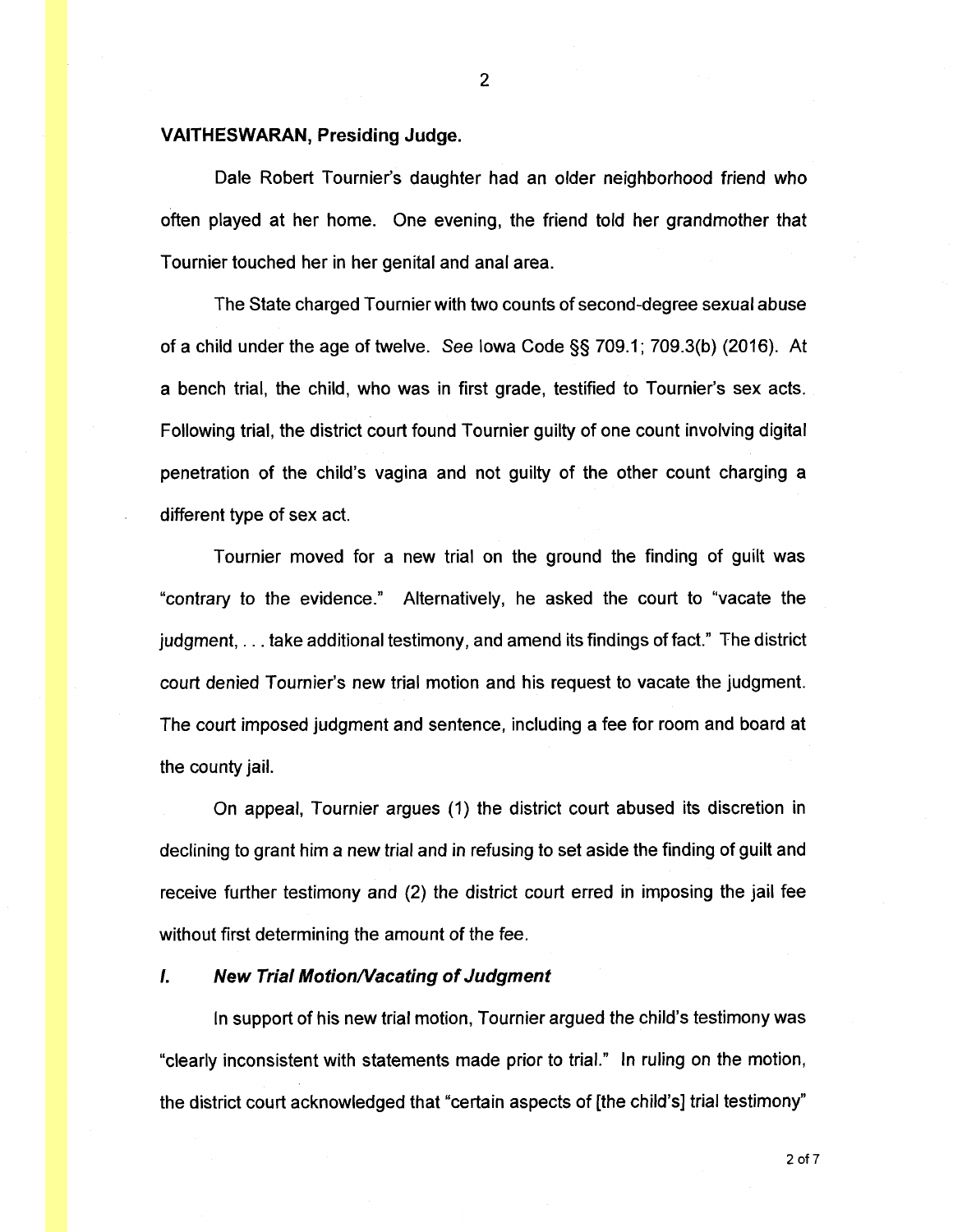**VAITHESWARAN, Presiding Judge.**

Dale Robert Tournier's daughter had an older neighborhood friend who often played at her home. One evening, the friend told her grandmother that Tournier touched her in her genital and anal area.

The State charged Tournier with two counts of second-degree sexual abuse of a child under the age of twelve. *See* Iowa Code §§ 709.1; 709.3(b) (2016). At a bench trial, the child, who was in first grade, testified to Tournier's sex acts. Following trial, the district court found Tournier guilty of one count involving digital penetration of the child's vagina and not guilty of the other count charging a different type of sex act.

Tournier moved for a new trial on the ground the finding of guilt was "contrary to the evidence." Alternatively, he asked the court to "vacate the judgment, . . . take additional testimony, and amend its findings of fact." The district court denied Tournier's new trial motion and his request to vacate the judgment. The court imposed judgment and sentence, including a fee for room and board at the county jail.

On appeal, Tournier argues (1) the district court abused its discretion in declining to grant him a new trial and in refusing to set aside the finding of guilt and receive further testimony and (2) the district court erred in imposing the jail fee without first determining the amount of the fee.

## *I. New Trial Motion/Vacating of Judgment*

In support of his new trial motion, Tournier argued the child's testimony was "clearly inconsistent with statements made prior to trial." In ruling on the motion, the district court acknowledged that "certain aspects of [the child's] trial testimony"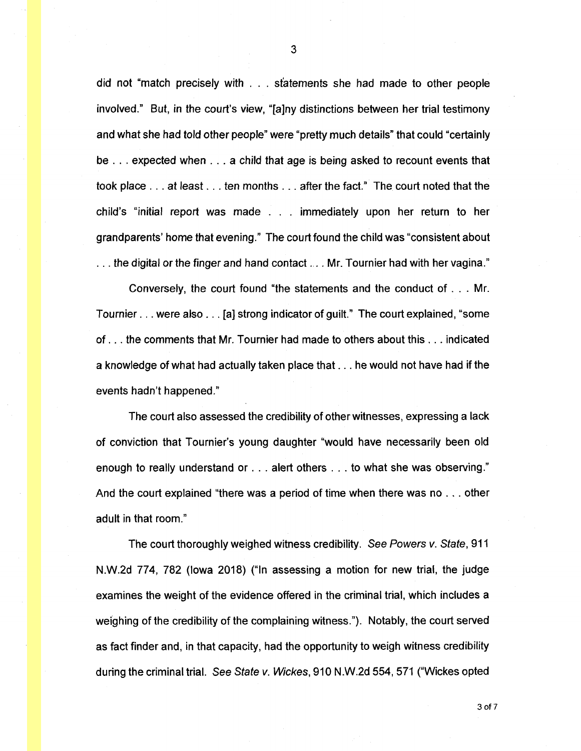did not "match precisely with . . . statements she had made to other people involved." But, in the court's view, "[a]ny distinctions between her trial testimony and what she had told other people" were "pretty much details" that could "certainly be . . . expected when . . . a child that age is being asked to recount events that took place . . . at least . . . ten months . . . after the fact." The court noted that the child's "initial report was made . . . immediately upon her return to her grandparents' home that evening." The court found the child was "consistent about . . . the digital or the finger and hand contact . . . Mr. Tournier had with her vagina."

Conversely, the court found "the statements and the conduct of . . . Mr. Tournier . . . were also . . . [a] strong indicator of guilt." The court explained, "some of . . . the comments that Mr. Tournier had made to others about this . . . indicated a knowledge of what had actually taken place that . . . he would not have had if the events hadn't happened."

The court also assessed the credibility of other witnesses, expressing a lack of conviction that Tournier's young daughter "would have necessarily been old enough to really understand or . . . alert others . . . to what she was observing." And the court explained "there was a period of time when there was no . . . other adult in that room."

The court thoroughly weighed witness credibility. *See Powers v. State*, 911 N.W.2d 774, 782 (Iowa 2018) ("In assessing a motion for new trial, the judge examines the weight of the evidence offered in the criminal trial, which includes a weighing of the credibility of the complaining witness."). Notably, the court served as fact finder and, in that capacity, had the opportunity to weigh witness credibility during the criminal trial. *See State v. Wickes*, 910 N.W.2d 554, 571 ("Wickes opted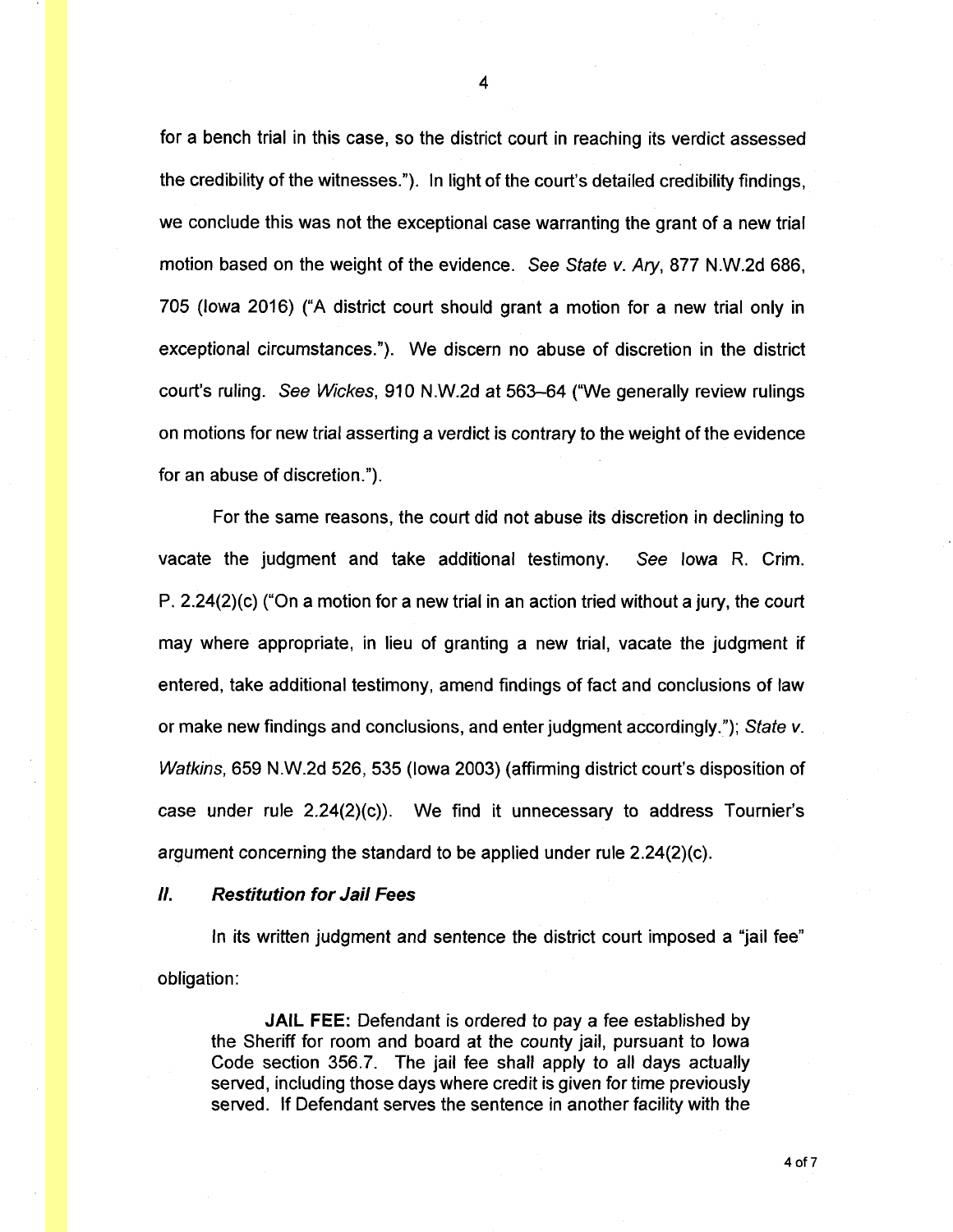for a bench trial in this case, so the district court in reaching its verdict assessed the credibility of the witnesses."). In light of the court's detailed credibility findings, we conclude this was not the exceptional case warranting the grant of a new trial motion based on the weight of the evidence. *See State v. Ary*, 877 N.W.2d 686, 705 (Iowa 2016) ("A district court should grant a motion for a new trial only in exceptional circumstances."). We discern no abuse of discretion in the district court's ruling. *See Wickes*, 910 N.W.2d at 563–64 ("We generally review rulings on motions for new trial asserting a verdict is contrary to the weight of the evidence for an abuse of discretion.").

For the same reasons, the court did not abuse its discretion in declining to vacate the judgment and take additional testimony. *See* Iowa R. Crim. P. 2.24(2)(c) ("On a motion for a new trial in an action tried without a jury, the court may where appropriate, in lieu of granting a new trial, vacate the judgment if entered, take additional testimony, amend findings of fact and conclusions of law or make new findings and conclusions, and enter judgment accordingly."); *State v. Watkins*, 659 N.W.2d 526, 535 (Iowa 2003) (affirming district court's disposition of case under rule 2.24(2)(c)). We find it unnecessary to address Tournier's argument concerning the standard to be applied under rule 2.24(2)(c).

### *II. Restitution for Jail Fees*

In its written judgment and sentence the district court imposed a "jail fee" obligation:

> **JAIL FEE:** Defendant is ordered to pay a fee established by the Sheriff for room and board at the county jail, pursuant to Iowa Code section 356.7. The jail fee shall apply to all days actually served, including those days where credit is given for time previously served. If Defendant serves the sentence in another facility with the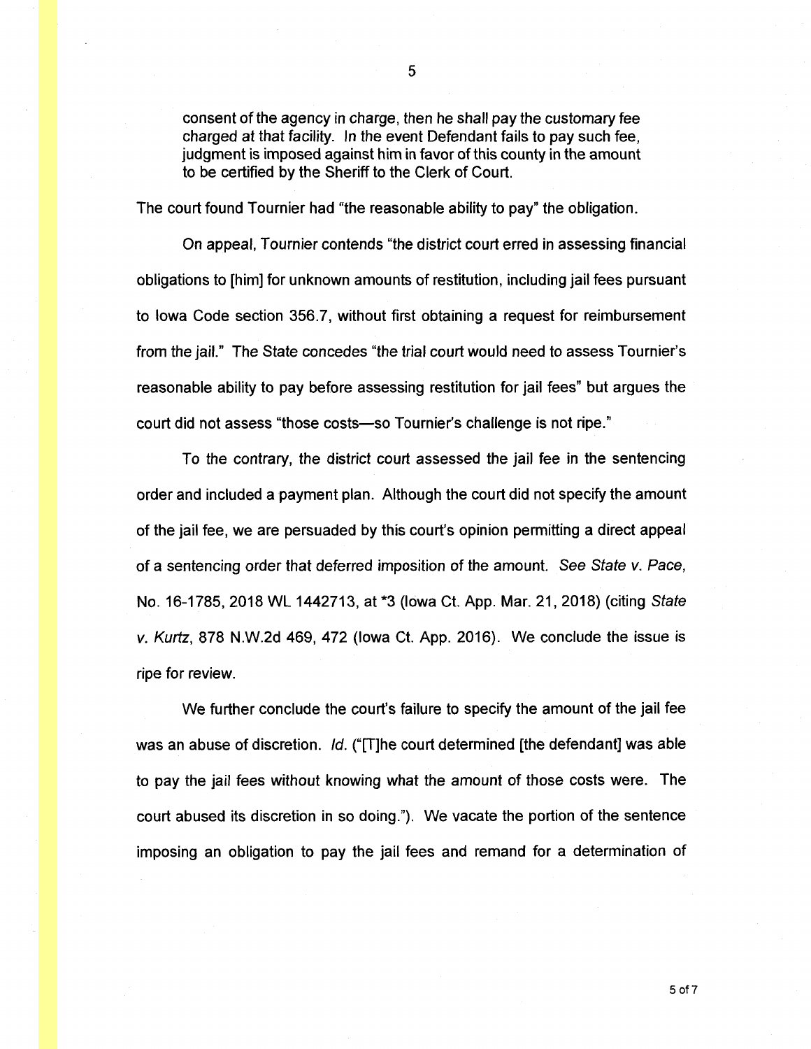> consent of the agency in charge, then he shall pay the customary fee charged at that facility. In the event Defendant fails to pay such fee, judgment is imposed against him in favor of this county in the amount to be certified by the Sheriff to the Clerk of Court.

The court found Tournier had "the reasonable ability to pay" the obligation.

On appeal, Tournier contends "the district court erred in assessing financial obligations to [him] for unknown amounts of restitution, including jail fees pursuant to Iowa Code section 356.7, without first obtaining a request for reimbursement from the jail." The State concedes "the trial court would need to assess Tournier's reasonable ability to pay before assessing restitution for jail fees" but argues the court did not assess "those costs—so Tournier's challenge is not ripe."

To the contrary, the district court assessed the jail fee in the sentencing order and included a payment plan. Although the court did not specify the amount of the jail fee, we are persuaded by this court's opinion permitting a direct appeal of a sentencing order that deferred imposition of the amount. *See State v. Pace*, No. 16-1785, 2018 WL 1442713, at *3 (Iowa Ct. App. Mar. 21, 2018) (citing *State v. Kurtz*, 878 N.W.2d 469, 472 (Iowa Ct. App. 2016). We conclude the issue is ripe for review.

We further conclude the court's failure to specify the amount of the jail fee was an abuse of discretion. *Id.* ("[T]he court determined [the defendant] was able to pay the jail fees without knowing what the amount of those costs were. The court abused its discretion in so doing."). We vacate the portion of the sentence imposing an obligation to pay the jail fees and remand for a determination of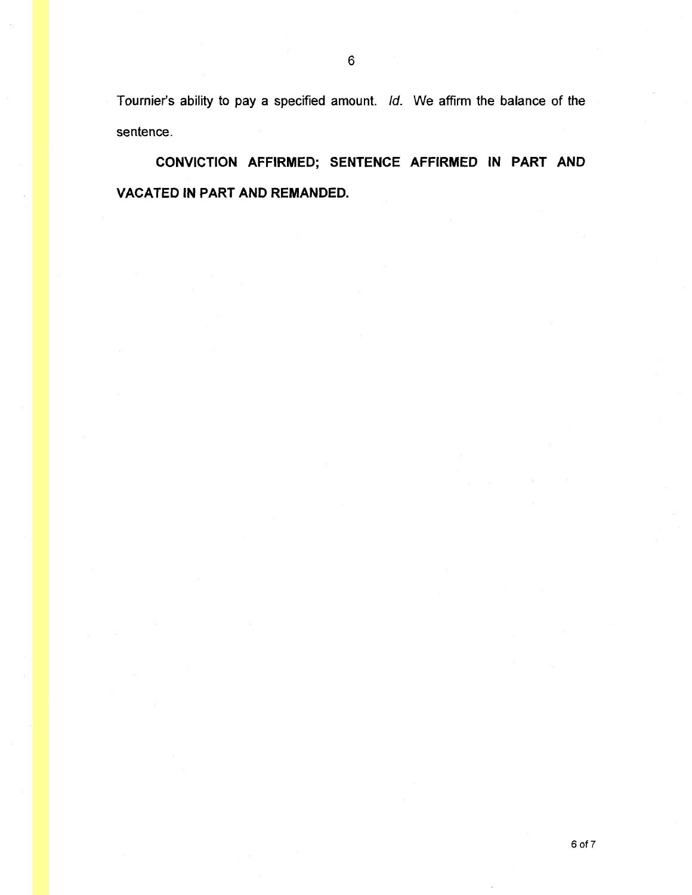Tournier's ability to pay a specified amount. *Id.* We affirm the balance of the sentence.

**CONVICTION AFFIRMED; SENTENCE AFFIRMED IN PART AND VACATED IN PART AND REMANDED.**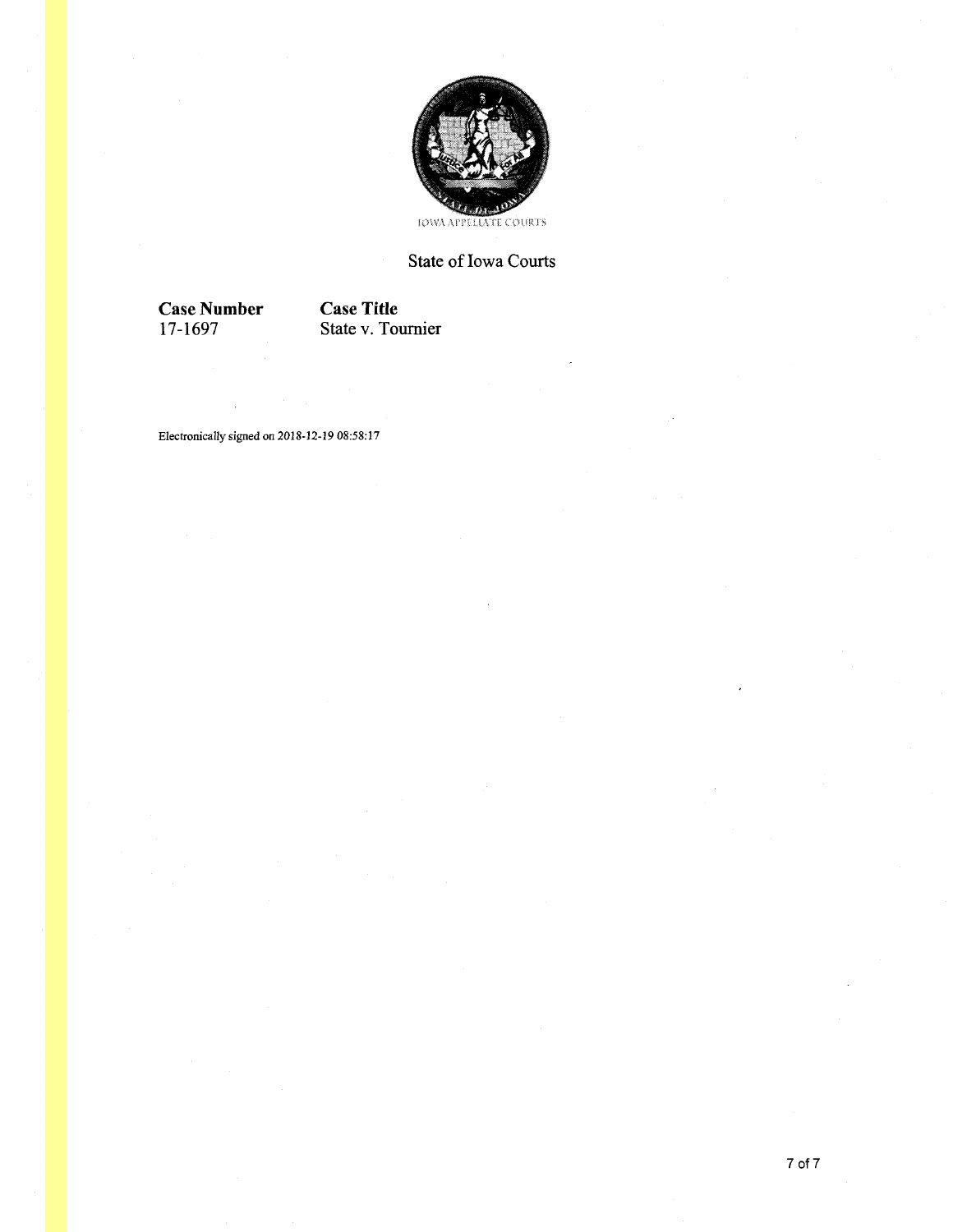IOWA APPELLATE COURTS

State of Iowa Courts

| **Case Number** | **Case Title** |
| --- | --- |
| 17-1697 | State v. Tournier |

Electronically signed on 2018-12-19 08:58:17